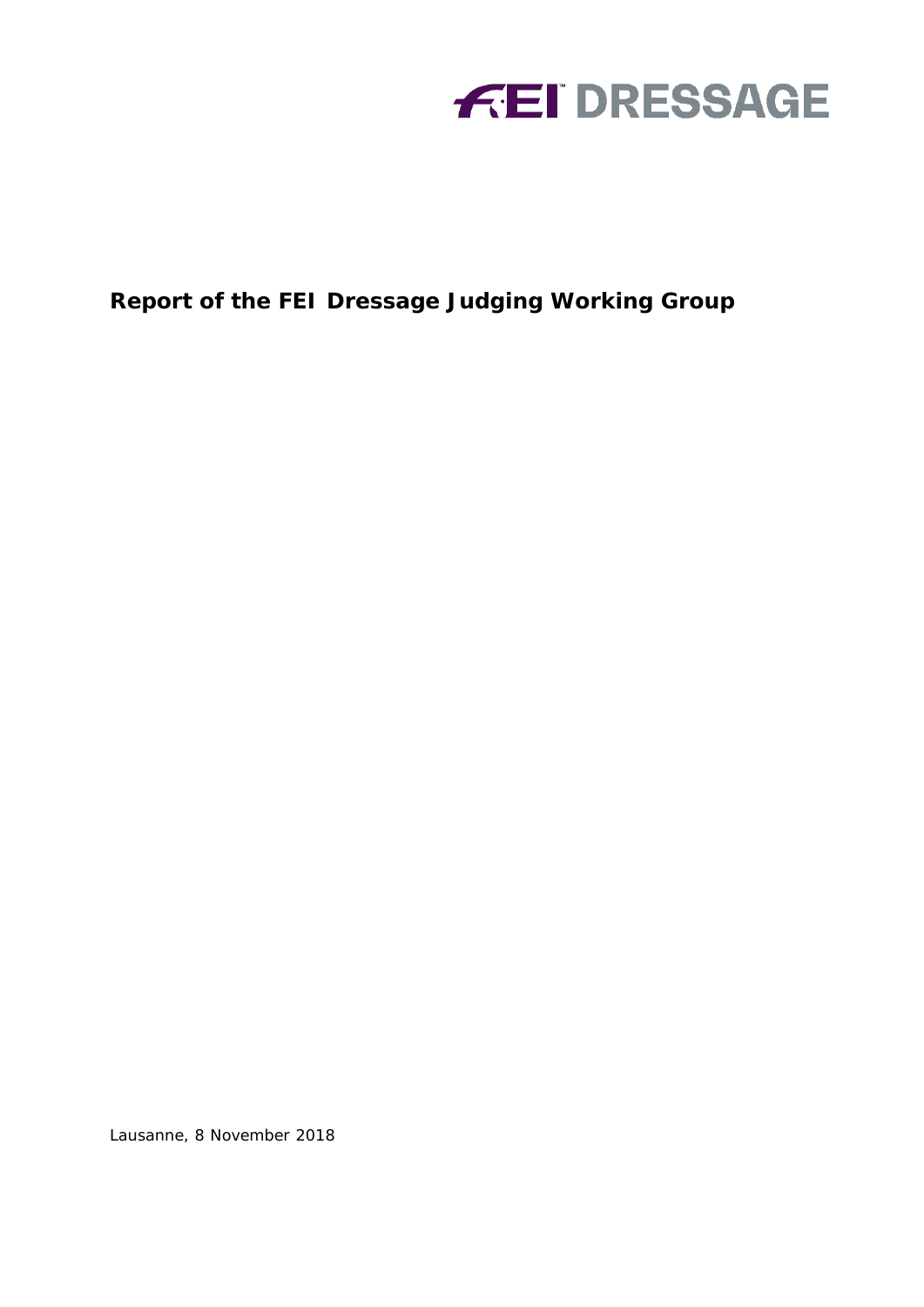# FEI DRESSAGE

## Report of the FEI Dressage Judging Working Group

Lausanne, 8 November 2018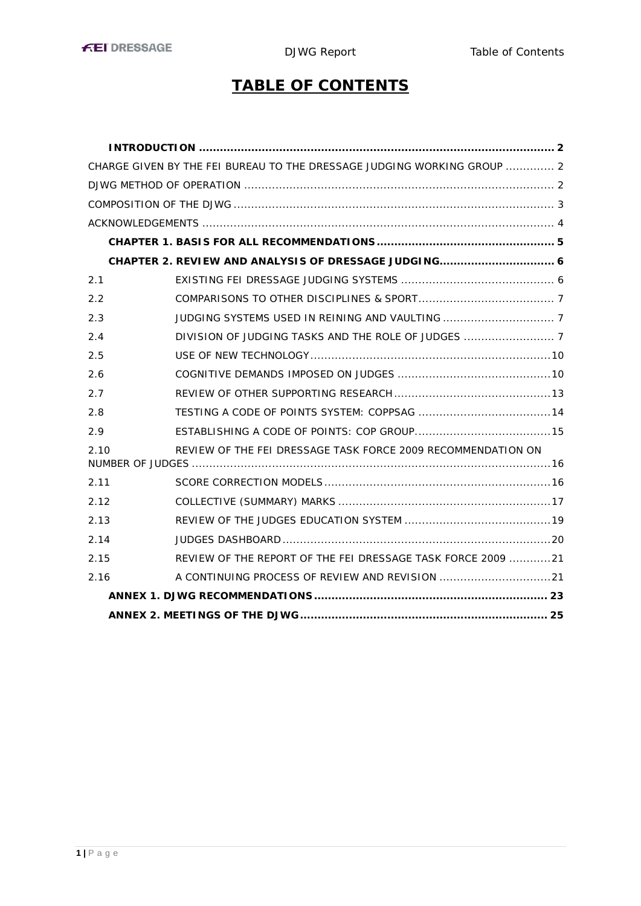# TABLE OF CONTENTS

**INTRODUCTION** ..... 2

CHARGE GIVEN BY THE FEI BUREAU TO THE DRESSAGE JUDGING WORKING GROUP ..... 2

DJWG METHOD OF OPERATION ..... 2

COMPOSITION OF THE DJWG ..... 3

ACKNOWLEDGEMENTS ..... 4

**CHAPTER 1. BASIS FOR ALL RECOMMENDATIONS** ..... 5

**CHAPTER 2. REVIEW AND ANALYSIS OF DRESSAGE JUDGING** ..... 6

2.1 EXISTING FEI DRESSAGE JUDGING SYSTEMS ..... 6

2.2 COMPARISONS TO OTHER DISCIPLINES & SPORT ..... 7

2.3 JUDGING SYSTEMS USED IN REINING AND VAULTING ..... 7

2.4 DIVISION OF JUDGING TASKS AND THE ROLE OF JUDGES ..... 7

2.5 USE OF NEW TECHNOLOGY ..... 10

2.6 COGNITIVE DEMANDS IMPOSED ON JUDGES ..... 10

2.7 REVIEW OF OTHER SUPPORTING RESEARCH ..... 13

2.8 TESTING A CODE OF POINTS SYSTEM: COPPSAG ..... 14

2.9 ESTABLISHING A CODE OF POINTS: COP GROUP ..... 15

2.10 REVIEW OF THE FEI DRESSAGE TASK FORCE 2009 RECOMMENDATION ON NUMBER OF JUDGES ..... 16

2.11 SCORE CORRECTION MODELS ..... 16

2.12 COLLECTIVE (SUMMARY) MARKS ..... 17

2.13 REVIEW OF THE JUDGES EDUCATION SYSTEM ..... 19

2.14 JUDGES DASHBOARD ..... 20

2.15 REVIEW OF THE REPORT OF THE FEI DRESSAGE TASK FORCE 2009 ..... 21

2.16 A CONTINUING PROCESS OF REVIEW AND REVISION ..... 21

**ANNEX 1. DJWG RECOMMENDATIONS** ..... 23

**ANNEX 2. MEETINGS OF THE DJWG** ..... 25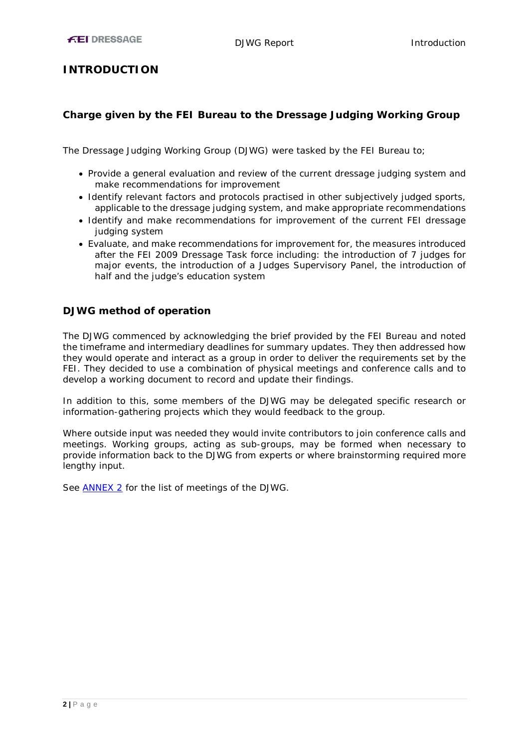# INTRODUCTION

## Charge given by the FEI Bureau to the Dressage Judging Working Group

The Dressage Judging Working Group (DJWG) were tasked by the FEI Bureau to;

- Provide a general evaluation and review of the current dressage judging system and make recommendations for improvement
- Identify relevant factors and protocols practised in other subjectively judged sports, applicable to the dressage judging system, and make appropriate recommendations
- Identify and make recommendations for improvement of the current FEI dressage judging system
- Evaluate, and make recommendations for improvement for, the measures introduced after the FEI 2009 Dressage Task force including: the introduction of 7 judges for major events, the introduction of a Judges Supervisory Panel, the introduction of half and the judge's education system

## DJWG method of operation

The DJWG commenced by acknowledging the brief provided by the FEI Bureau and noted the timeframe and intermediary deadlines for summary updates. They then addressed how they would operate and interact as a group in order to deliver the requirements set by the FEI. They decided to use a combination of physical meetings and conference calls and to develop a working document to record and update their findings.

In addition to this, some members of the DJWG may be delegated specific research or information-gathering projects which they would feedback to the group.

Where outside input was needed they would invite contributors to join conference calls and meetings. Working groups, acting as sub-groups, may be formed when necessary to provide information back to the DJWG from experts or where brainstorming required more lengthy input.

See ANNEX 2 for the list of meetings of the DJWG.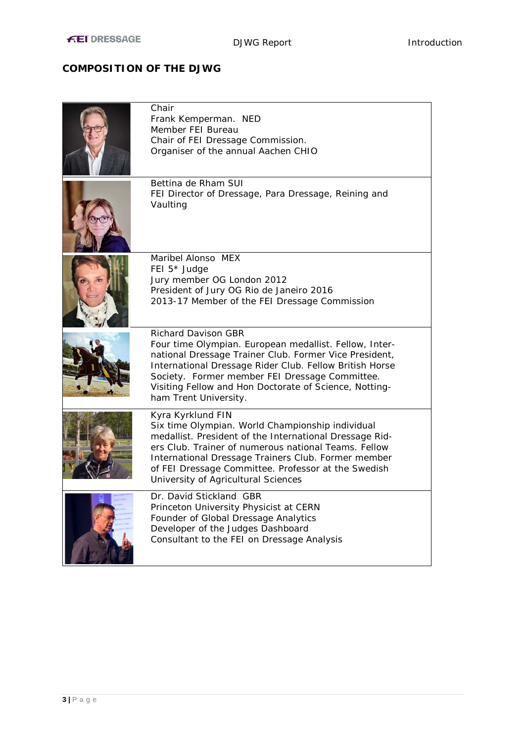## COMPOSITION OF THE DJWG

| | |
|---|---|
| | Chair<br>Frank Kemperman. NED<br>Member FEI Bureau<br>Chair of FEI Dressage Commission.<br>Organiser of the annual Aachen CHIO |
| | Bettina de Rham SUI<br>FEI Director of Dressage, Para Dressage, Reining and Vaulting |
| | Maribel Alonso MEX<br>FEI 5* Judge<br>Jury member OG London 2012<br>President of Jury OG Rio de Janeiro 2016<br>2013-17 Member of the FEI Dressage Commission |
| | Richard Davison GBR<br>Four time Olympian. European medallist. Fellow, International Dressage Trainer Club. Former Vice President, International Dressage Rider Club. Fellow British Horse Society. Former member FEI Dressage Committee. Visiting Fellow and Hon Doctorate of Science, Nottingham Trent University. |
| | Kyra Kyrklund FIN<br>Six time Olympian. World Championship individual medallist. President of the International Dressage Riders Club. Trainer of numerous national Teams. Fellow International Dressage Trainers Club. Former member of FEI Dressage Committee. Professor at the Swedish University of Agricultural Sciences |
| | Dr. David Stickland GBR<br>Princeton University Physicist at CERN<br>Founder of Global Dressage Analytics<br>Developer of the Judges Dashboard<br>Consultant to the FEI on Dressage Analysis |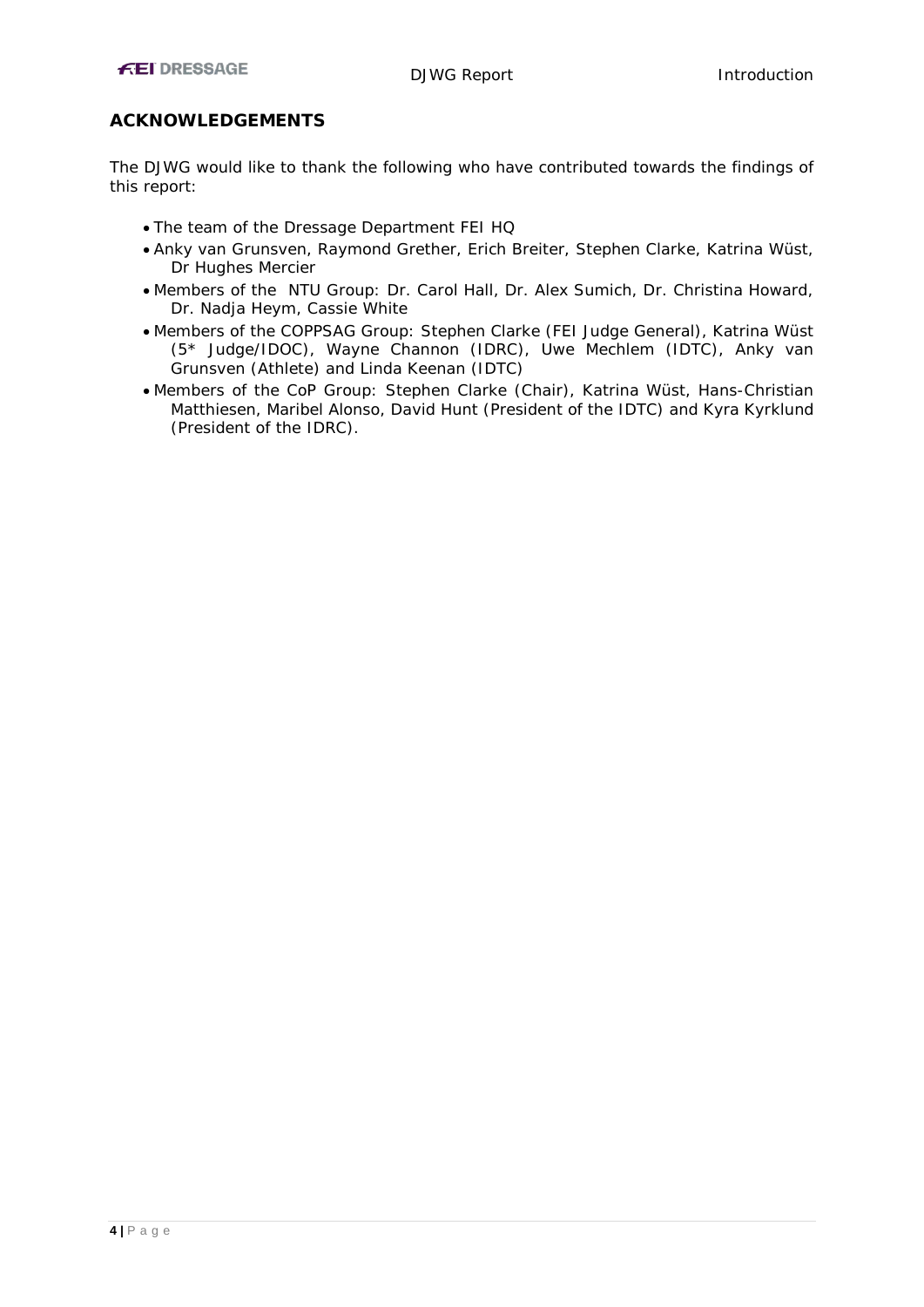## ACKNOWLEDGEMENTS

The DJWG would like to thank the following who have contributed towards the findings of this report:

- The team of the Dressage Department FEI HQ
- Anky van Grunsven, Raymond Grether, Erich Breiter, Stephen Clarke, Katrina Wüst, Dr Hughes Mercier
- Members of the NTU Group: Dr. Carol Hall, Dr. Alex Sumich, Dr. Christina Howard, Dr. Nadja Heym, Cassie White
- Members of the COPPSAG Group: Stephen Clarke (FEI Judge General), Katrina Wüst (5* Judge/IDOC), Wayne Channon (IDRC), Uwe Mechlem (IDTC), Anky van Grunsven (Athlete) and Linda Keenan (IDTC)
- Members of the CoP Group: Stephen Clarke (Chair), Katrina Wüst, Hans-Christian Matthiesen, Maribel Alonso, David Hunt (President of the IDTC) and Kyra Kyrklund (President of the IDRC).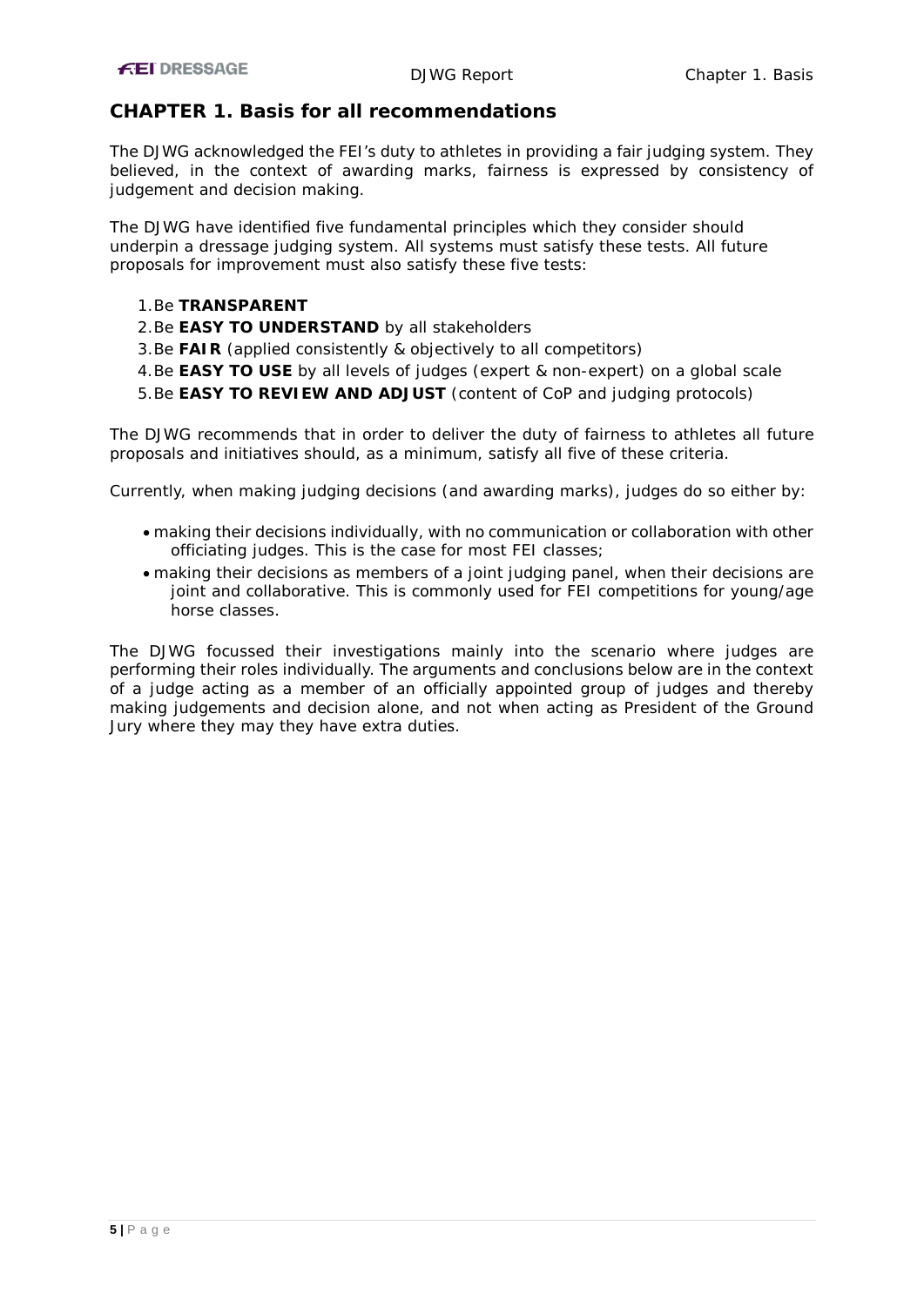## CHAPTER 1. Basis for all recommendations

The DJWG acknowledged the FEI's duty to athletes in providing a fair judging system. They believed, in the context of awarding marks, fairness is expressed by consistency of judgement and decision making.

The DJWG have identified five fundamental principles which they consider should underpin a dressage judging system. All systems must satisfy these tests. All future proposals for improvement must also satisfy these five tests:

1. Be **TRANSPARENT**
2. Be **EASY TO UNDERSTAND** by all stakeholders
3. Be **FAIR** (applied consistently & objectively to all competitors)
4. Be **EASY TO USE** by all levels of judges (expert & non-expert) on a global scale
5. Be **EASY TO REVIEW AND ADJUST** (content of CoP and judging protocols)

The DJWG recommends that in order to deliver the duty of fairness to athletes all future proposals and initiatives should, as a minimum, satisfy all five of these criteria.

Currently, when making judging decisions (and awarding marks), judges do so either by:

- making their decisions individually, with no communication or collaboration with other officiating judges. This is the case for most FEI classes;
- making their decisions as members of a joint judging panel, when their decisions are joint and collaborative. This is commonly used for FEI competitions for young/age horse classes.

The DJWG focussed their investigations mainly into the scenario where judges are performing their roles individually. The arguments and conclusions below are in the context of a judge acting as a member of an officially appointed group of judges and thereby making judgements and decision alone, and not when acting as President of the Ground Jury where they may they have extra duties.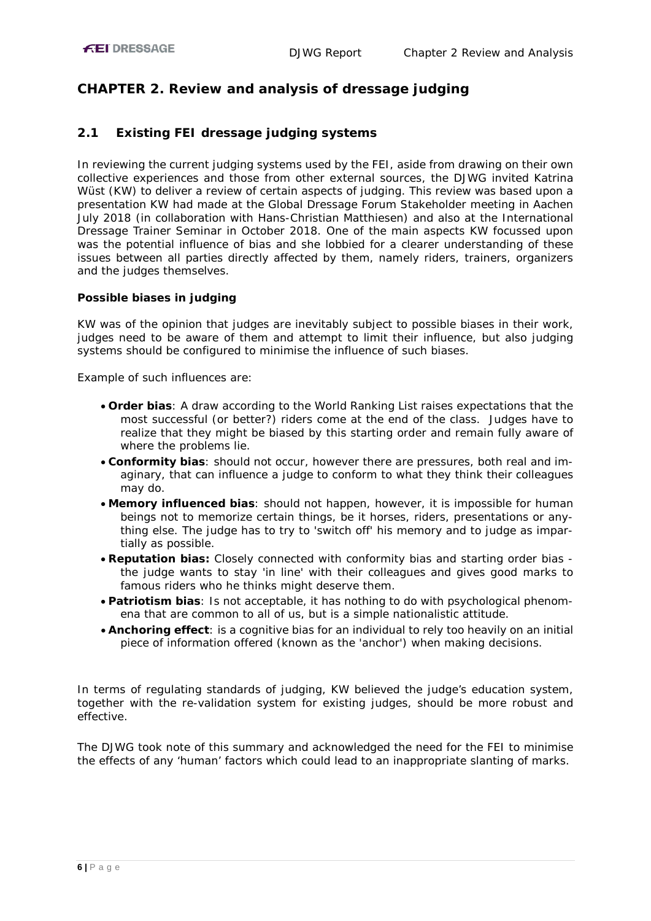# CHAPTER 2. Review and analysis of dressage judging

## 2.1 Existing FEI dressage judging systems

In reviewing the current judging systems used by the FEI, aside from drawing on their own collective experiences and those from other external sources, the DJWG invited Katrina Wüst (KW) to deliver a review of certain aspects of judging. This review was based upon a presentation KW had made at the Global Dressage Forum Stakeholder meeting in Aachen July 2018 (in collaboration with Hans-Christian Matthiesen) and also at the International Dressage Trainer Seminar in October 2018. One of the main aspects KW focussed upon was the potential influence of bias and she lobbied for a clearer understanding of these issues between all parties directly affected by them, namely riders, trainers, organizers and the judges themselves.

**Possible biases in judging**

KW was of the opinion that judges are inevitably subject to possible biases in their work, judges need to be aware of them and attempt to limit their influence, but also judging systems should be configured to minimise the influence of such biases.

Example of such influences are:

- **Order bias**: A draw according to the World Ranking List raises expectations that the most successful (or better?) riders come at the end of the class. Judges have to realize that they might be biased by this starting order and remain fully aware of where the problems lie.
- **Conformity bias**: should not occur, however there are pressures, both real and imaginary, that can influence a judge to conform to what they think their colleagues may do.
- **Memory influenced bias**: should not happen, however, it is impossible for human beings not to memorize certain things, be it horses, riders, presentations or anything else. The judge has to try to 'switch off' his memory and to judge as impartially as possible.
- **Reputation bias:** Closely connected with conformity bias and starting order bias - the judge wants to stay 'in line' with their colleagues and gives good marks to famous riders who he thinks might deserve them.
- **Patriotism bias**: Is not acceptable, it has nothing to do with psychological phenomena that are common to all of us, but is a simple nationalistic attitude.
- **Anchoring effect**: is a cognitive bias for an individual to rely too heavily on an initial piece of information offered (known as the 'anchor') when making decisions.

In terms of regulating standards of judging, KW believed the judge's education system, together with the re-validation system for existing judges, should be more robust and effective.

The DJWG took note of this summary and acknowledged the need for the FEI to minimise the effects of any 'human' factors which could lead to an inappropriate slanting of marks.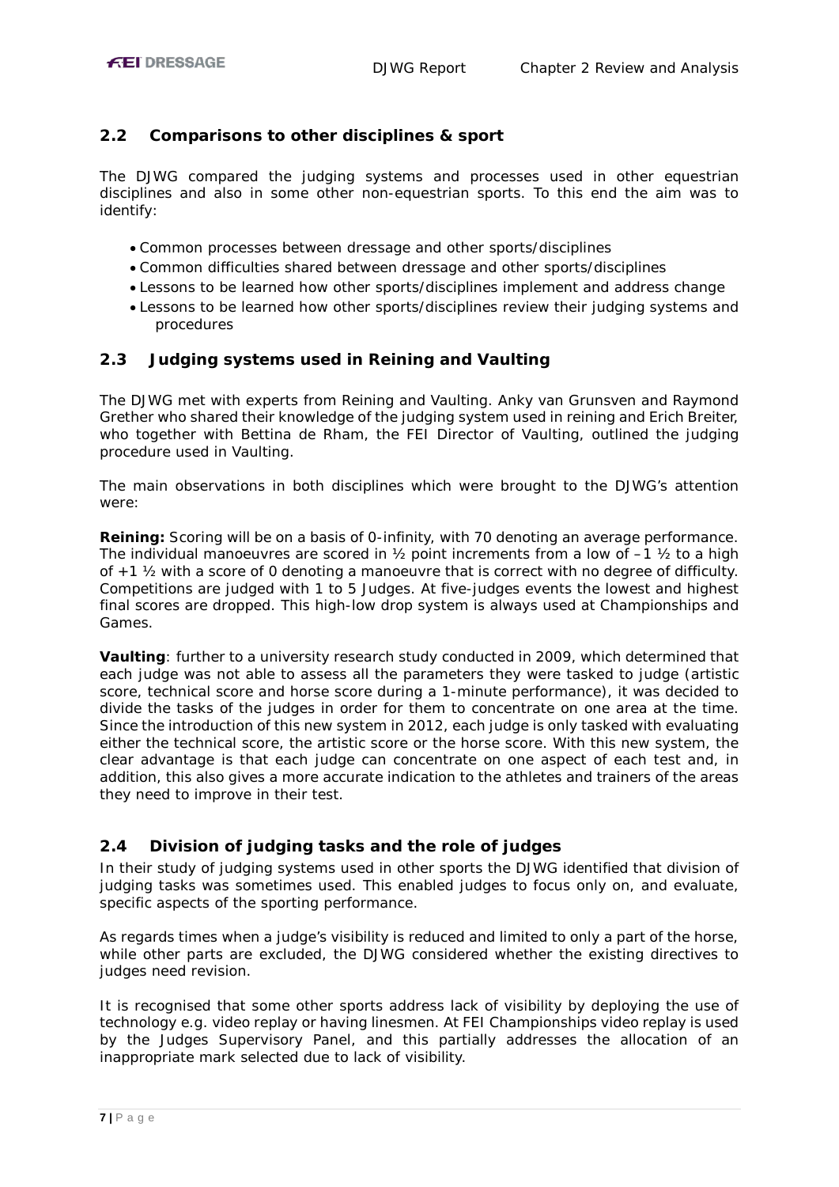## 2.2 Comparisons to other disciplines & sport

The DJWG compared the judging systems and processes used in other equestrian disciplines and also in some other non-equestrian sports. To this end the aim was to identify:

- Common processes between dressage and other sports/disciplines
- Common difficulties shared between dressage and other sports/disciplines
- Lessons to be learned how other sports/disciplines implement and address change
- Lessons to be learned how other sports/disciplines review their judging systems and procedures

## 2.3 Judging systems used in Reining and Vaulting

The DJWG met with experts from Reining and Vaulting. Anky van Grunsven and Raymond Grether who shared their knowledge of the judging system used in reining and Erich Breiter, who together with Bettina de Rham, the FEI Director of Vaulting, outlined the judging procedure used in Vaulting.

The main observations in both disciplines which were brought to the DJWG's attention were:

**Reining:** Scoring will be on a basis of 0-infinity, with 70 denoting an average performance. The individual manoeuvres are scored in ½ point increments from a low of –1 ½ to a high of +1 ½ with a score of 0 denoting a manoeuvre that is correct with no degree of difficulty. Competitions are judged with 1 to 5 Judges. At five-judges events the lowest and highest final scores are dropped. This high-low drop system is always used at Championships and Games.

**Vaulting**: further to a university research study conducted in 2009, which determined that each judge was not able to assess all the parameters they were tasked to judge (artistic score, technical score and horse score during a 1-minute performance), it was decided to divide the tasks of the judges in order for them to concentrate on one area at the time. Since the introduction of this new system in 2012, each judge is only tasked with evaluating either the technical score, the artistic score or the horse score. With this new system, the clear advantage is that each judge can concentrate on one aspect of each test and, in addition, this also gives a more accurate indication to the athletes and trainers of the areas they need to improve in their test.

## 2.4 Division of judging tasks and the role of judges

In their study of judging systems used in other sports the DJWG identified that division of judging tasks was sometimes used. This enabled judges to focus only on, and evaluate, specific aspects of the sporting performance.

As regards times when a judge's visibility is reduced and limited to only a part of the horse, while other parts are excluded, the DJWG considered whether the existing directives to judges need revision.

It is recognised that some other sports address lack of visibility by deploying the use of technology e.g. video replay or having linesmen. At FEI Championships video replay is used by the Judges Supervisory Panel, and this partially addresses the allocation of an inappropriate mark selected due to lack of visibility.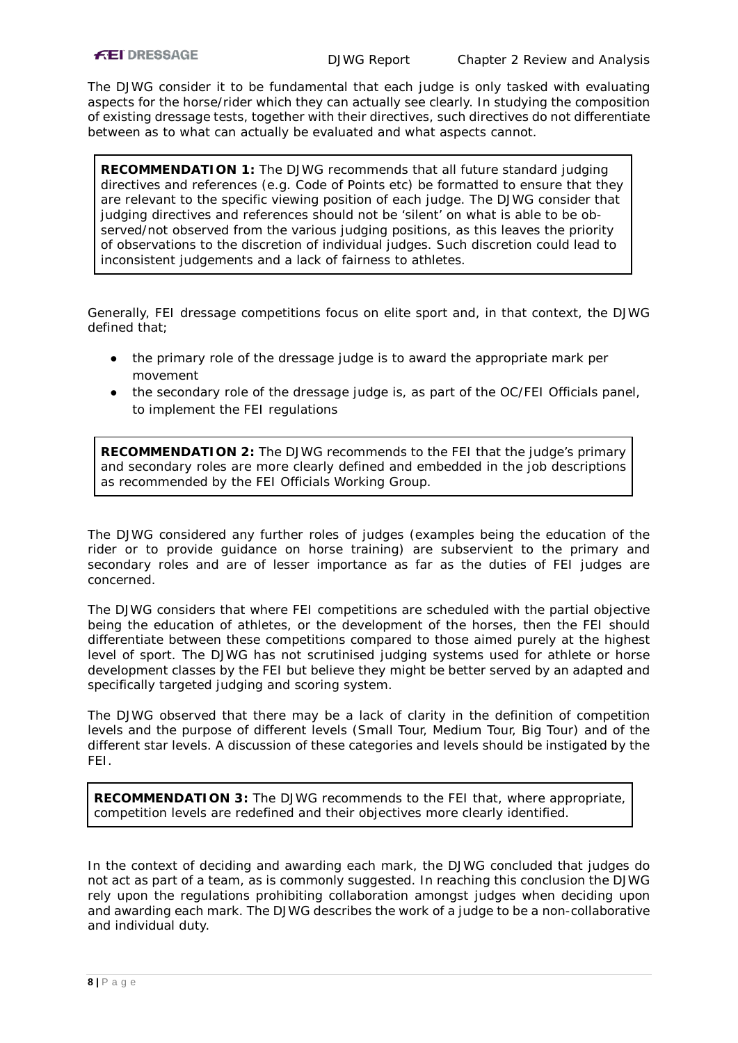The DJWG consider it to be fundamental that each judge is only tasked with evaluating aspects for the horse/rider which they can actually see clearly. In studying the composition of existing dressage tests, together with their directives, such directives do not differentiate between as to what can actually be evaluated and what aspects cannot.

> **RECOMMENDATION 1:** The DJWG recommends that all future standard judging directives and references (e.g. Code of Points etc) be formatted to ensure that they are relevant to the specific viewing position of each judge. The DJWG consider that judging directives and references should not be 'silent' on what is able to be observed/not observed from the various judging positions, as this leaves the priority of observations to the discretion of individual judges. Such discretion could lead to inconsistent judgements and a lack of fairness to athletes.

Generally, FEI dressage competitions focus on elite sport and, in that context, the DJWG defined that;

- the primary role of the dressage judge is to award the appropriate mark per movement
- the secondary role of the dressage judge is, as part of the OC/FEI Officials panel, to implement the FEI regulations

> **RECOMMENDATION 2:** The DJWG recommends to the FEI that the judge's primary and secondary roles are more clearly defined and embedded in the job descriptions as recommended by the FEI Officials Working Group.

The DJWG considered any further roles of judges (examples being the education of the rider or to provide guidance on horse training) are subservient to the primary and secondary roles and are of lesser importance as far as the duties of FEI judges are concerned.

The DJWG considers that where FEI competitions are scheduled with the partial objective being the education of athletes, or the development of the horses, then the FEI should differentiate between these competitions compared to those aimed purely at the highest level of sport. The DJWG has not scrutinised judging systems used for athlete or horse development classes by the FEI but believe they might be better served by an adapted and specifically targeted judging and scoring system.

The DJWG observed that there may be a lack of clarity in the definition of competition levels and the purpose of different levels (Small Tour, Medium Tour, Big Tour) and of the different star levels. A discussion of these categories and levels should be instigated by the FEI.

> **RECOMMENDATION 3:** The DJWG recommends to the FEI that, where appropriate, competition levels are redefined and their objectives more clearly identified.

In the context of deciding and awarding each mark, the DJWG concluded that judges do not act as part of a team, as is commonly suggested. In reaching this conclusion the DJWG rely upon the regulations prohibiting collaboration amongst judges when deciding upon and awarding each mark. The DJWG describes the work of a judge to be a non-collaborative and individual duty.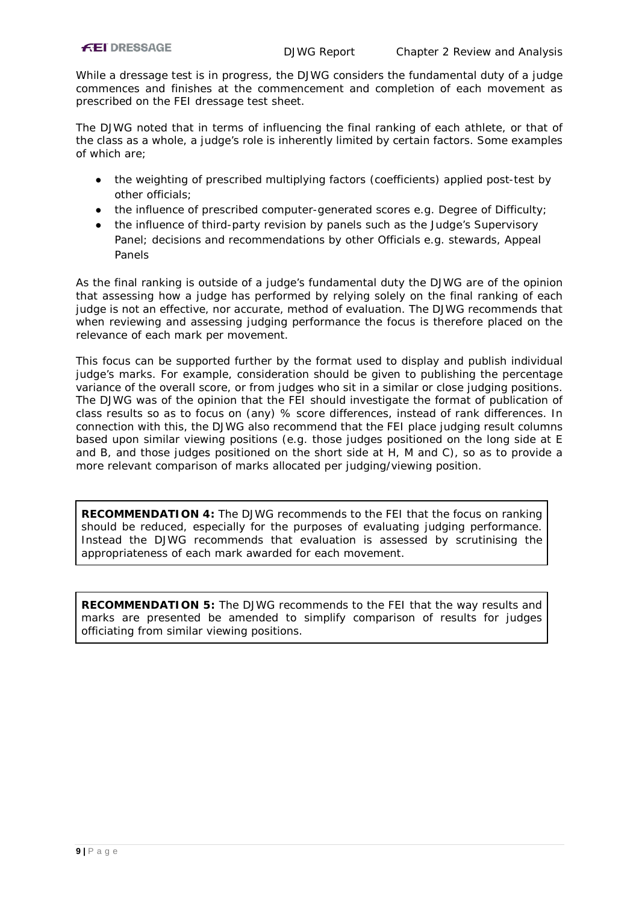While a dressage test is in progress, the DJWG considers the fundamental duty of a judge commences and finishes at the commencement and completion of each movement as prescribed on the FEI dressage test sheet.

The DJWG noted that in terms of influencing the final ranking of each athlete, or that of the class as a whole, a judge's role is inherently limited by certain factors. Some examples of which are;

- the weighting of prescribed multiplying factors (coefficients) applied post-test by other officials;
- the influence of prescribed computer-generated scores e.g. Degree of Difficulty;
- the influence of third-party revision by panels such as the Judge's Supervisory Panel; decisions and recommendations by other Officials e.g. stewards, Appeal Panels

As the final ranking is outside of a judge's fundamental duty the DJWG are of the opinion that assessing how a judge has performed by relying solely on the final ranking of each judge is not an effective, nor accurate, method of evaluation. The DJWG recommends that when reviewing and assessing judging performance the focus is therefore placed on the relevance of each mark per movement.

This focus can be supported further by the format used to display and publish individual judge's marks. For example, consideration should be given to publishing the percentage variance of the overall score, or from judges who sit in a similar or close judging positions. The DJWG was of the opinion that the FEI should investigate the format of publication of class results so as to focus on (any) % score differences, instead of rank differences. In connection with this, the DJWG also recommend that the FEI place judging result columns based upon similar viewing positions (e.g. those judges positioned on the long side at E and B, and those judges positioned on the short side at H, M and C), so as to provide a more relevant comparison of marks allocated per judging/viewing position.

**RECOMMENDATION 4:** The DJWG recommends to the FEI that the focus on ranking should be reduced, especially for the purposes of evaluating judging performance. Instead the DJWG recommends that evaluation is assessed by scrutinising the appropriateness of each mark awarded for each movement.

**RECOMMENDATION 5:** The DJWG recommends to the FEI that the way results and marks are presented be amended to simplify comparison of results for judges officiating from similar viewing positions.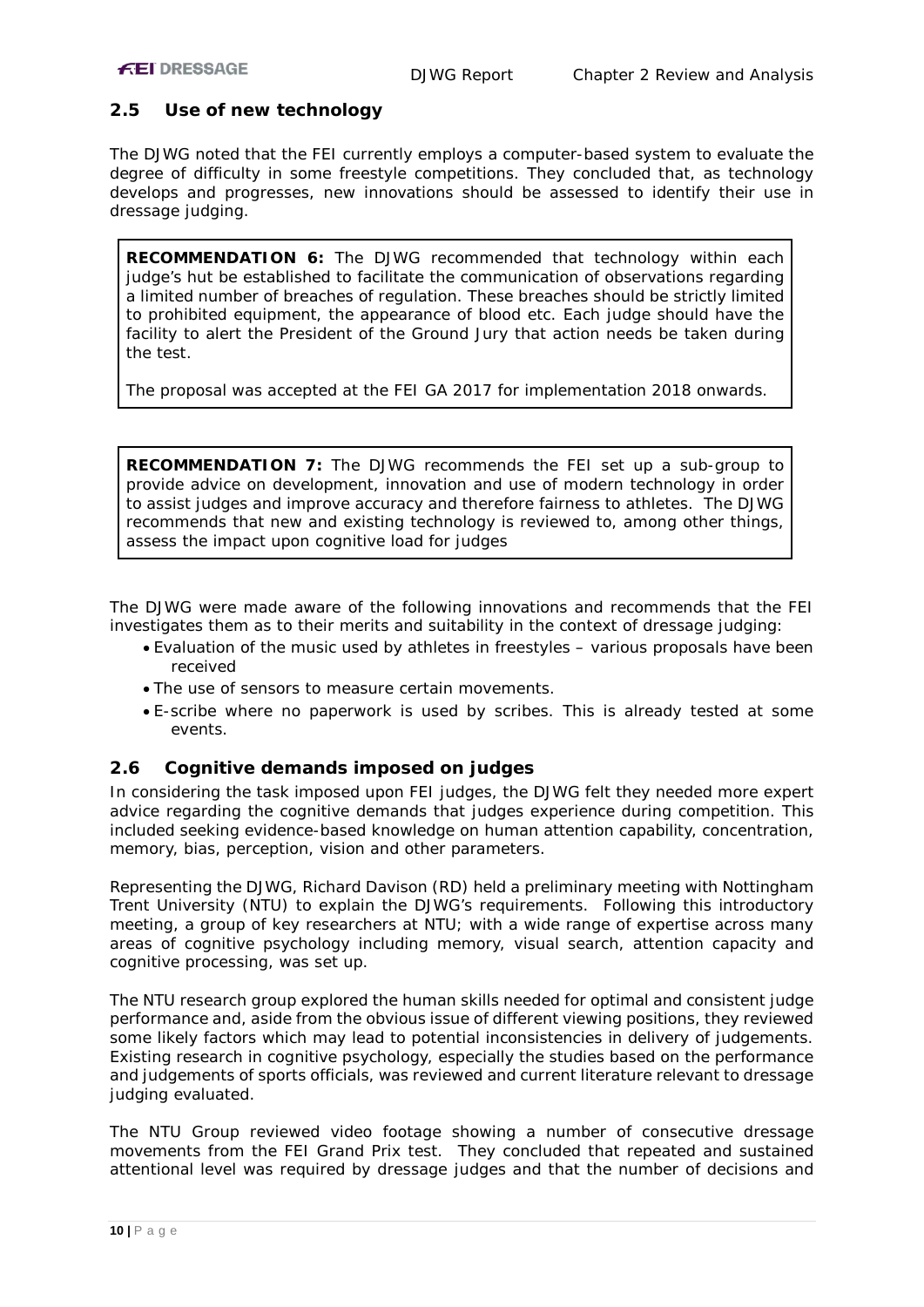## 2.5 Use of new technology

The DJWG noted that the FEI currently employs a computer-based system to evaluate the degree of difficulty in some freestyle competitions. They concluded that, as technology develops and progresses, new innovations should be assessed to identify their use in dressage judging.

> **RECOMMENDATION 6:** The DJWG recommended that technology within each judge's hut be established to facilitate the communication of observations regarding a limited number of breaches of regulation. These breaches should be strictly limited to prohibited equipment, the appearance of blood etc. Each judge should have the facility to alert the President of the Ground Jury that action needs be taken during the test.
>
> The proposal was accepted at the FEI GA 2017 for implementation 2018 onwards.

> **RECOMMENDATION 7:** The DJWG recommends the FEI set up a sub-group to provide advice on development, innovation and use of modern technology in order to assist judges and improve accuracy and therefore fairness to athletes. The DJWG recommends that new and existing technology is reviewed to, among other things, assess the impact upon cognitive load for judges

The DJWG were made aware of the following innovations and recommends that the FEI investigates them as to their merits and suitability in the context of dressage judging:

- Evaluation of the music used by athletes in freestyles – various proposals have been received
- The use of sensors to measure certain movements.
- E-scribe where no paperwork is used by scribes. This is already tested at some events.

## 2.6 Cognitive demands imposed on judges

In considering the task imposed upon FEI judges, the DJWG felt they needed more expert advice regarding the cognitive demands that judges experience during competition. This included seeking evidence-based knowledge on human attention capability, concentration, memory, bias, perception, vision and other parameters.

Representing the DJWG, Richard Davison (RD) held a preliminary meeting with Nottingham Trent University (NTU) to explain the DJWG's requirements. Following this introductory meeting, a group of key researchers at NTU; with a wide range of expertise across many areas of cognitive psychology including memory, visual search, attention capacity and cognitive processing, was set up.

The NTU research group explored the human skills needed for optimal and consistent judge performance and, aside from the obvious issue of different viewing positions, they reviewed some likely factors which may lead to potential inconsistencies in delivery of judgements. Existing research in cognitive psychology, especially the studies based on the performance and judgements of sports officials, was reviewed and current literature relevant to dressage judging evaluated.

The NTU Group reviewed video footage showing a number of consecutive dressage movements from the FEI Grand Prix test. They concluded that repeated and sustained attentional level was required by dressage judges and that the number of decisions and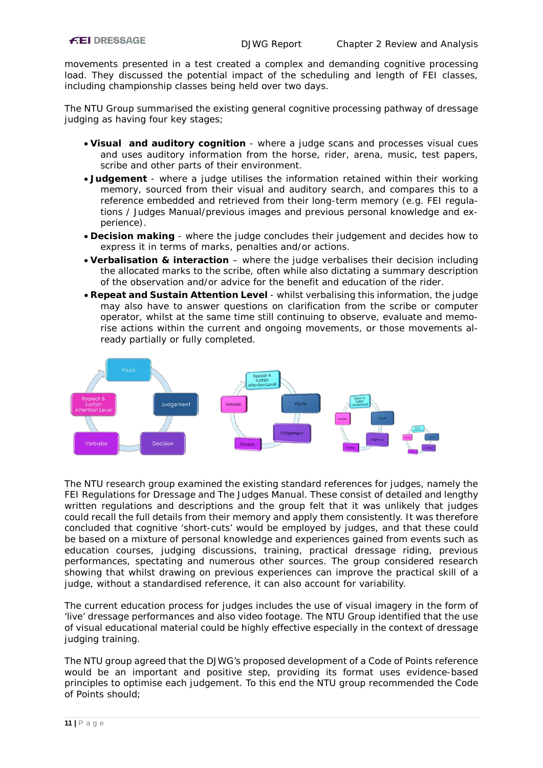movements presented in a test created a complex and demanding cognitive processing load. They discussed the potential impact of the scheduling and length of FEI classes, including championship classes being held over two days.

The NTU Group summarised the existing general cognitive processing pathway of dressage judging as having four key stages;

- **Visual and auditory cognition** - where a judge scans and processes visual cues and uses auditory information from the horse, rider, arena, music, test papers, scribe and other parts of their environment.
- **Judgement** - where a judge utilises the information retained within their working memory, sourced from their visual and auditory search, and compares this to a reference embedded and retrieved from their long-term memory (e.g. FEI regulations / Judges Manual/previous images and previous personal knowledge and experience).
- **Decision making** - where the judge concludes their judgement and decides how to express it in terms of marks, penalties and/or actions.
- **Verbalisation & interaction** – where the judge verbalises their decision including the allocated marks to the scribe, often while also dictating a summary description of the observation and/or advice for the benefit and education of the rider.
- **Repeat and Sustain Attention Level** - whilst verbalising this information, the judge may also have to answer questions on clarification from the scribe or computer operator, whilst at the same time still continuing to observe, evaluate and memorise actions within the current and ongoing movements, or those movements already partially or fully completed.

The NTU research group examined the existing standard references for judges, namely the FEI Regulations for Dressage and The Judges Manual. These consist of detailed and lengthy written regulations and descriptions and the group felt that it was unlikely that judges could recall the full details from their memory and apply them consistently. It was therefore concluded that cognitive 'short-cuts' would be employed by judges, and that these could be based on a mixture of personal knowledge and experiences gained from events such as education courses, judging discussions, training, practical dressage riding, previous performances, spectating and numerous other sources. The group considered research showing that whilst drawing on previous experiences can improve the practical skill of a judge, without a standardised reference, it can also account for variability.

The current education process for judges includes the use of visual imagery in the form of 'live' dressage performances and also video footage. The NTU Group identified that the use of visual educational material could be highly effective especially in the context of dressage judging training.

The NTU group agreed that the DJWG's proposed development of a Code of Points reference would be an important and positive step, providing its format uses evidence-based principles to optimise each judgement. To this end the NTU group recommended the Code of Points should;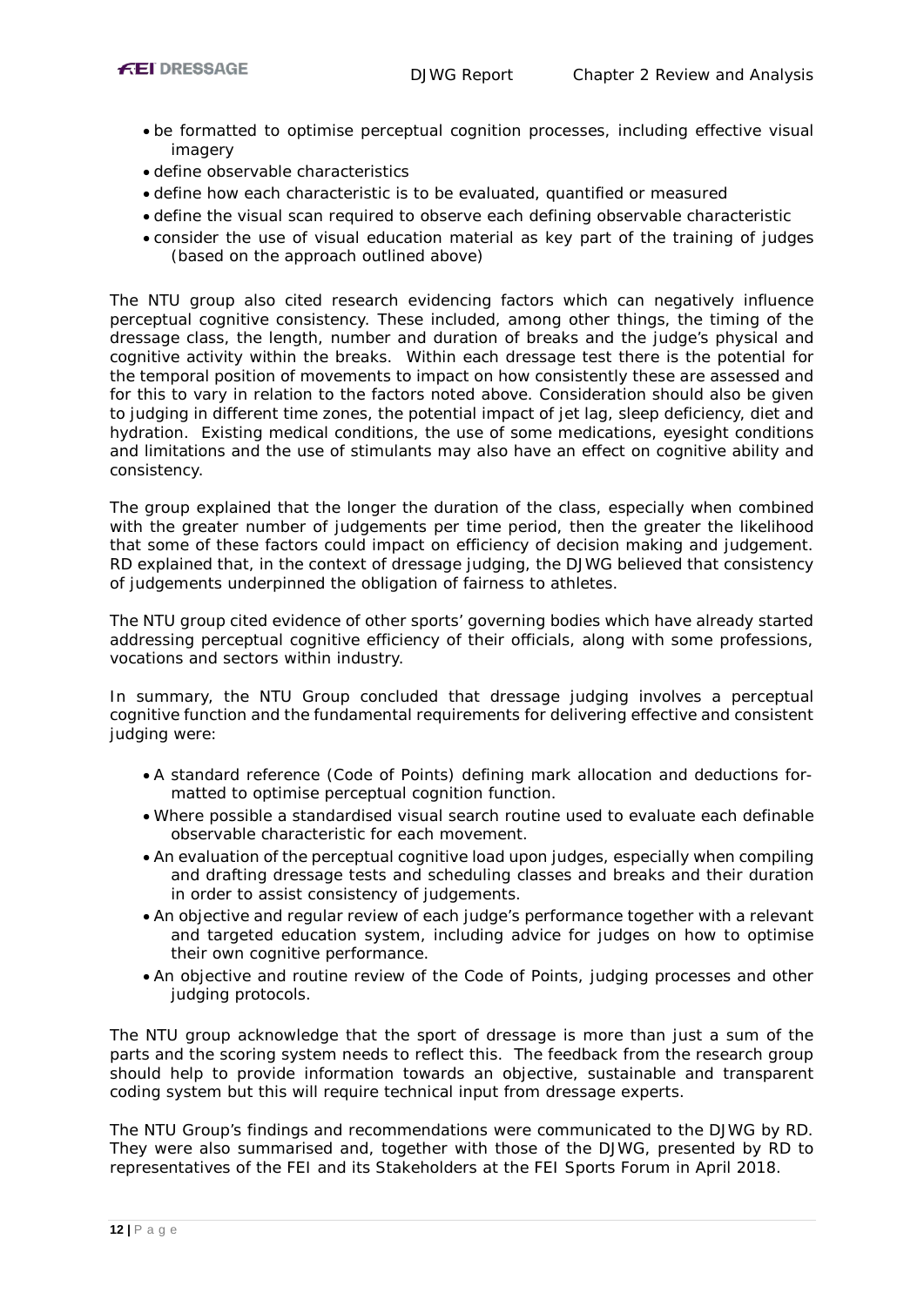- be formatted to optimise perceptual cognition processes, including effective visual imagery
- define observable characteristics
- define how each characteristic is to be evaluated, quantified or measured
- define the visual scan required to observe each defining observable characteristic
- consider the use of visual education material as key part of the training of judges (based on the approach outlined above)

The NTU group also cited research evidencing factors which can negatively influence perceptual cognitive consistency. These included, among other things, the timing of the dressage class, the length, number and duration of breaks and the judge's physical and cognitive activity within the breaks. Within each dressage test there is the potential for the temporal position of movements to impact on how consistently these are assessed and for this to vary in relation to the factors noted above. Consideration should also be given to judging in different time zones, the potential impact of jet lag, sleep deficiency, diet and hydration. Existing medical conditions, the use of some medications, eyesight conditions and limitations and the use of stimulants may also have an effect on cognitive ability and consistency.

The group explained that the longer the duration of the class, especially when combined with the greater number of judgements per time period, then the greater the likelihood that some of these factors could impact on efficiency of decision making and judgement. RD explained that, in the context of dressage judging, the DJWG believed that consistency of judgements underpinned the obligation of fairness to athletes.

The NTU group cited evidence of other sports' governing bodies which have already started addressing perceptual cognitive efficiency of their officials, along with some professions, vocations and sectors within industry.

In summary, the NTU Group concluded that dressage judging involves a perceptual cognitive function and the fundamental requirements for delivering effective and consistent judging were:

- A standard reference (Code of Points) defining mark allocation and deductions formatted to optimise perceptual cognition function.
- Where possible a standardised visual search routine used to evaluate each definable observable characteristic for each movement.
- An evaluation of the perceptual cognitive load upon judges, especially when compiling and drafting dressage tests and scheduling classes and breaks and their duration in order to assist consistency of judgements.
- An objective and regular review of each judge's performance together with a relevant and targeted education system, including advice for judges on how to optimise their own cognitive performance.
- An objective and routine review of the Code of Points, judging processes and other judging protocols.

The NTU group acknowledge that the sport of dressage is more than just a sum of the parts and the scoring system needs to reflect this. The feedback from the research group should help to provide information towards an objective, sustainable and transparent coding system but this will require technical input from dressage experts.

The NTU Group's findings and recommendations were communicated to the DJWG by RD. They were also summarised and, together with those of the DJWG, presented by RD to representatives of the FEI and its Stakeholders at the FEI Sports Forum in April 2018.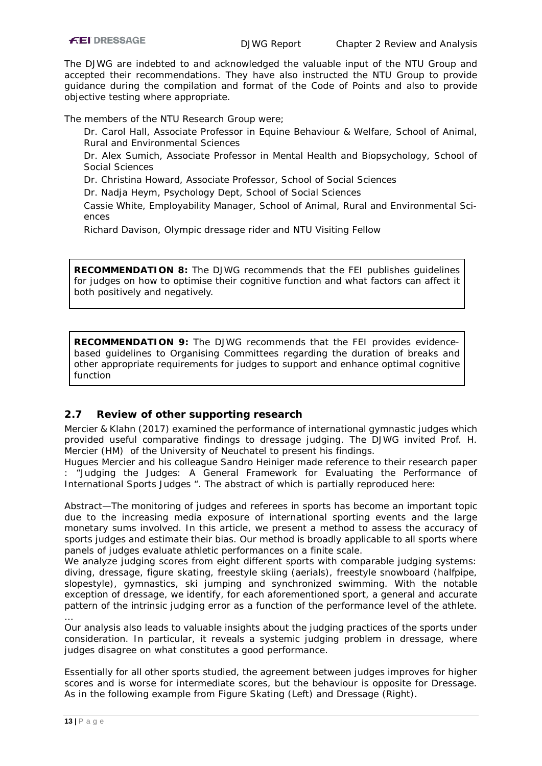The DJWG are indebted to and acknowledged the valuable input of the NTU Group and accepted their recommendations. They have also instructed the NTU Group to provide guidance during the compilation and format of the Code of Points and also to provide objective testing where appropriate.

The members of the NTU Research Group were;

Dr. Carol Hall, Associate Professor in Equine Behaviour & Welfare, School of Animal, Rural and Environmental Sciences

Dr. Alex Sumich, Associate Professor in Mental Health and Biopsychology, School of Social Sciences

Dr. Christina Howard, Associate Professor, School of Social Sciences

Dr. Nadja Heym, Psychology Dept, School of Social Sciences

Cassie White, Employability Manager, School of Animal, Rural and Environmental Sciences

Richard Davison, Olympic dressage rider and NTU Visiting Fellow

**RECOMMENDATION 8:** The DJWG recommends that the FEI publishes guidelines for judges on how to optimise their cognitive function and what factors can affect it both positively and negatively.

**RECOMMENDATION 9:** The DJWG recommends that the FEI provides evidence-based guidelines to Organising Committees regarding the duration of breaks and other appropriate requirements for judges to support and enhance optimal cognitive function

## 2.7 Review of other supporting research

Mercier & Klahn (2017) examined the performance of international gymnastic judges which provided useful comparative findings to dressage judging. The DJWG invited Prof. H. Mercier (HM) of the University of Neuchatel to present his findings.

Hugues Mercier and his colleague Sandro Heiniger made reference to their research paper : "Judging the Judges: A General Framework for Evaluating the Performance of International Sports Judges ". The abstract of which is partially reproduced here:

Abstract—The monitoring of judges and referees in sports has become an important topic due to the increasing media exposure of international sporting events and the large monetary sums involved. In this article, we present a method to assess the accuracy of sports judges and estimate their bias. Our method is broadly applicable to all sports where panels of judges evaluate athletic performances on a finite scale.

We analyze judging scores from eight different sports with comparable judging systems: diving, dressage, figure skating, freestyle skiing (aerials), freestyle snowboard (halfpipe, slopestyle), gymnastics, ski jumping and synchronized swimming. With the notable exception of dressage, we identify, for each aforementioned sport, a general and accurate pattern of the intrinsic judging error as a function of the performance level of the athlete.

…

Our analysis also leads to valuable insights about the judging practices of the sports under consideration. In particular, it reveals a systemic judging problem in dressage, where judges disagree on what constitutes a good performance.

Essentially for all other sports studied, the agreement between judges improves for higher scores and is worse for intermediate scores, but the behaviour is opposite for Dressage. As in the following example from Figure Skating (Left) and Dressage (Right).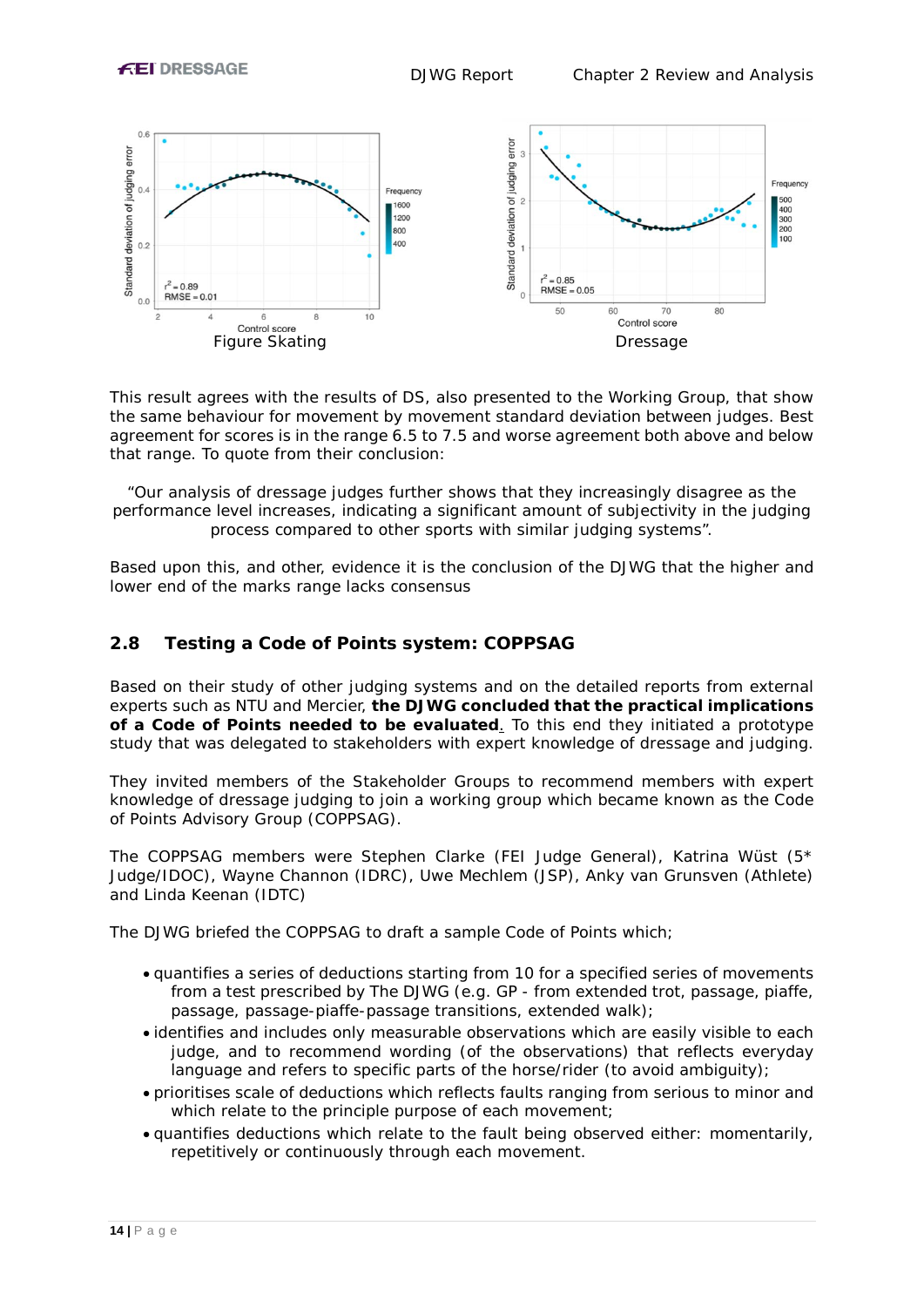Figure Skating

Dressage

This result agrees with the results of DS, also presented to the Working Group, that show the same behaviour for movement by movement standard deviation between judges. Best agreement for scores is in the range 6.5 to 7.5 and worse agreement both above and below that range. To quote from their conclusion:

“Our analysis of dressage judges further shows that they increasingly disagree as the performance level increases, indicating a significant amount of subjectivity in the judging process compared to other sports with similar judging systems”.

Based upon this, and other, evidence it is the conclusion of the DJWG that the higher and lower end of the marks range lacks consensus

## 2.8 Testing a Code of Points system: COPPSAG

Based on their study of other judging systems and on the detailed reports from external experts such as NTU and Mercier, **the DJWG concluded that the practical implications of a Code of Points needed to be evaluated**. To this end they initiated a prototype study that was delegated to stakeholders with expert knowledge of dressage and judging.

They invited members of the Stakeholder Groups to recommend members with expert knowledge of dressage judging to join a working group which became known as the Code of Points Advisory Group (COPPSAG).

The COPPSAG members were Stephen Clarke (FEI Judge General), Katrina Wüst (5* Judge/IDOC), Wayne Channon (IDRC), Uwe Mechlem (JSP), Anky van Grunsven (Athlete) and Linda Keenan (IDTC)

The DJWG briefed the COPPSAG to draft a sample Code of Points which;

- quantifies a series of deductions starting from 10 for a specified series of movements from a test prescribed by The DJWG (e.g. GP - from extended trot, passage, piaffe, passage, passage-piaffe-passage transitions, extended walk);
- identifies and includes only measurable observations which are easily visible to each judge, and to recommend wording (of the observations) that reflects everyday language and refers to specific parts of the horse/rider (to avoid ambiguity);
- prioritises scale of deductions which reflects faults ranging from serious to minor and which relate to the principle purpose of each movement;
- quantifies deductions which relate to the fault being observed either: momentarily, repetitively or continuously through each movement.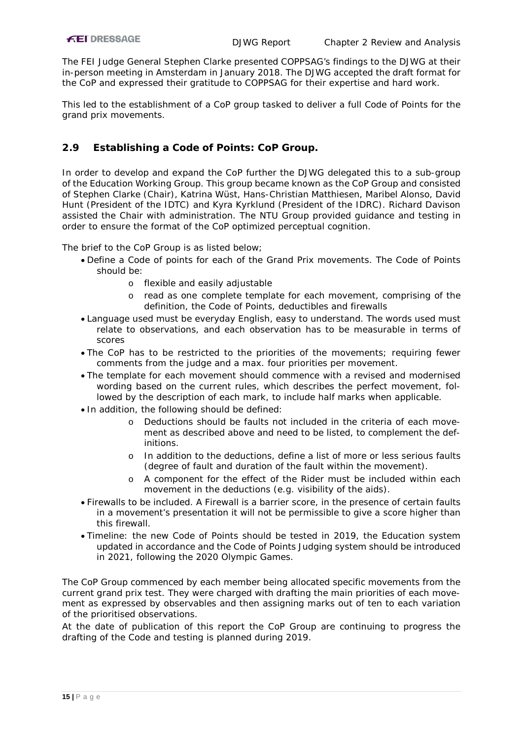The FEI Judge General Stephen Clarke presented COPPSAG's findings to the DJWG at their in-person meeting in Amsterdam in January 2018. The DJWG accepted the draft format for the CoP and expressed their gratitude to COPPSAG for their expertise and hard work.

This led to the establishment of a CoP group tasked to deliver a full Code of Points for the grand prix movements.

## 2.9 Establishing a Code of Points: CoP Group.

In order to develop and expand the CoP further the DJWG delegated this to a sub-group of the Education Working Group. This group became known as the CoP Group and consisted of Stephen Clarke (Chair), Katrina Wüst, Hans-Christian Matthiesen, Maribel Alonso, David Hunt (President of the IDTC) and Kyra Kyrklund (President of the IDRC). Richard Davison assisted the Chair with administration. The NTU Group provided guidance and testing in order to ensure the format of the CoP optimized perceptual cognition.

The brief to the CoP Group is as listed below;

- Define a Code of points for each of the Grand Prix movements. The Code of Points should be:
  - flexible and easily adjustable
  - read as one complete template for each movement, comprising of the definition, the Code of Points, deductibles and firewalls
- Language used must be everyday English, easy to understand. The words used must relate to observations, and each observation has to be measurable in terms of scores
- The CoP has to be restricted to the priorities of the movements; requiring fewer comments from the judge and a max. four priorities per movement.
- The template for each movement should commence with a revised and modernised wording based on the current rules, which describes the perfect movement, followed by the description of each mark, to include half marks when applicable.
- In addition, the following should be defined:
  - Deductions should be faults not included in the criteria of each movement as described above and need to be listed, to complement the definitions.
  - In addition to the deductions, define a list of more or less serious faults (degree of fault and duration of the fault within the movement).
  - A component for the effect of the Rider must be included within each movement in the deductions (e.g. visibility of the aids).
- Firewalls to be included. A Firewall is a barrier score, in the presence of certain faults in a movement's presentation it will not be permissible to give a score higher than this firewall.
- Timeline: the new Code of Points should be tested in 2019, the Education system updated in accordance and the Code of Points Judging system should be introduced in 2021, following the 2020 Olympic Games.

The CoP Group commenced by each member being allocated specific movements from the current grand prix test. They were charged with drafting the main priorities of each movement as expressed by observables and then assigning marks out of ten to each variation of the prioritised observations.

At the date of publication of this report the CoP Group are continuing to progress the drafting of the Code and testing is planned during 2019.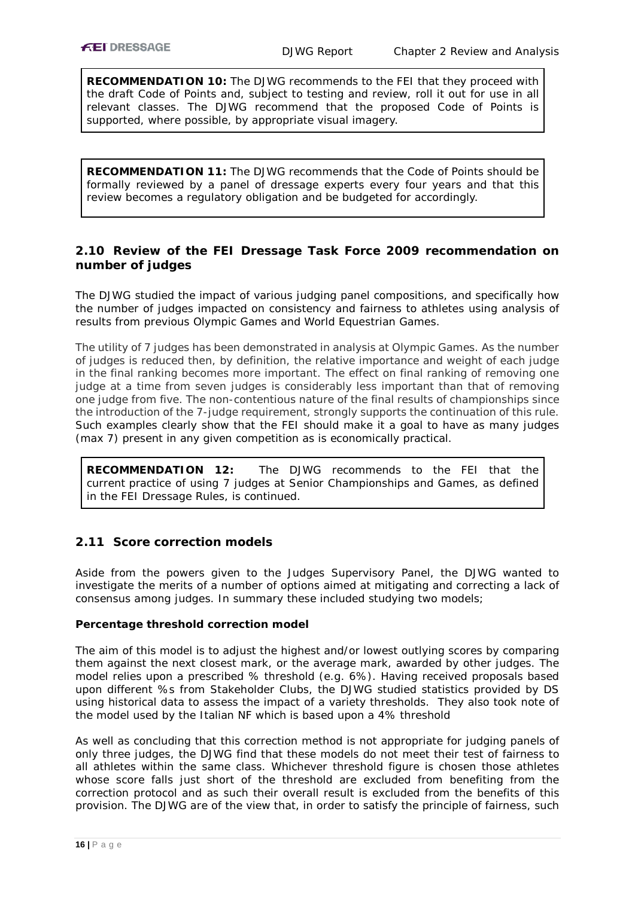**RECOMMENDATION 10:** The DJWG recommends to the FEI that they proceed with the draft Code of Points and, subject to testing and review, roll it out for use in all relevant classes. The DJWG recommend that the proposed Code of Points is supported, where possible, by appropriate visual imagery.

**RECOMMENDATION 11:** The DJWG recommends that the Code of Points should be formally reviewed by a panel of dressage experts every four years and that this review becomes a regulatory obligation and be budgeted for accordingly.

## 2.10 Review of the FEI Dressage Task Force 2009 recommendation on number of judges

The DJWG studied the impact of various judging panel compositions, and specifically how the number of judges impacted on consistency and fairness to athletes using analysis of results from previous Olympic Games and World Equestrian Games.

The utility of 7 judges has been demonstrated in analysis at Olympic Games. As the number of judges is reduced then, by definition, the relative importance and weight of each judge in the final ranking becomes more important. The effect on final ranking of removing one judge at a time from seven judges is considerably less important than that of removing one judge from five. The non-contentious nature of the final results of championships since the introduction of the 7-judge requirement, strongly supports the continuation of this rule. Such examples clearly show that the FEI should make it a goal to have as many judges (max 7) present in any given competition as is economically practical.

**RECOMMENDATION 12:** The DJWG recommends to the FEI that the current practice of using 7 judges at Senior Championships and Games, as defined in the FEI Dressage Rules, is continued.

## 2.11 Score correction models

Aside from the powers given to the Judges Supervisory Panel, the DJWG wanted to investigate the merits of a number of options aimed at mitigating and correcting a lack of consensus among judges. In summary these included studying two models;

**Percentage threshold correction model**

The aim of this model is to adjust the highest and/or lowest outlying scores by comparing them against the next closest mark, or the average mark, awarded by other judges. The model relies upon a prescribed % threshold (e.g. 6%). Having received proposals based upon different %s from Stakeholder Clubs, the DJWG studied statistics provided by DS using historical data to assess the impact of a variety thresholds. They also took note of the model used by the Italian NF which is based upon a 4% threshold

As well as concluding that this correction method is not appropriate for judging panels of only three judges, the DJWG find that these models do not meet their test of fairness to all athletes within the same class. Whichever threshold figure is chosen those athletes whose score falls just short of the threshold are excluded from benefiting from the correction protocol and as such their overall result is excluded from the benefits of this provision. The DJWG are of the view that, in order to satisfy the principle of fairness, such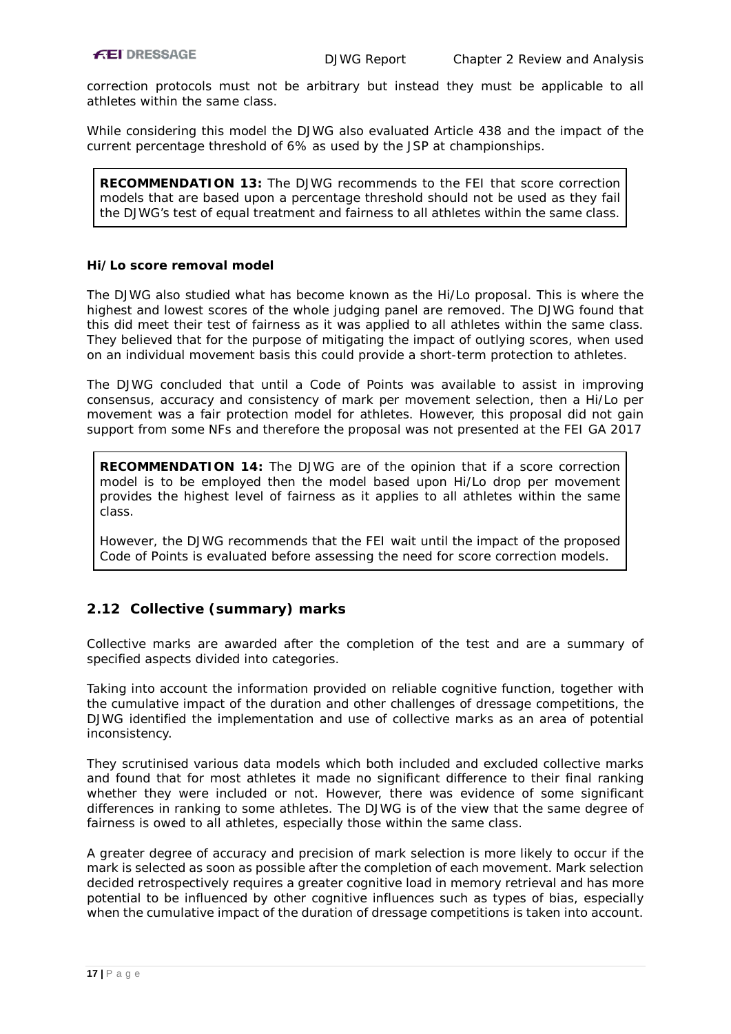correction protocols must not be arbitrary but instead they must be applicable to all athletes within the same class.

While considering this model the DJWG also evaluated Article 438 and the impact of the current percentage threshold of 6% as used by the JSP at championships.

> **RECOMMENDATION 13:** The DJWG recommends to the FEI that score correction models that are based upon a percentage threshold should not be used as they fail the DJWG's test of equal treatment and fairness to all athletes within the same class.

**Hi/Lo score removal model**

The DJWG also studied what has become known as the Hi/Lo proposal. This is where the highest and lowest scores of the whole judging panel are removed. The DJWG found that this did meet their test of fairness as it was applied to all athletes within the same class. They believed that for the purpose of mitigating the impact of outlying scores, when used on an individual movement basis this could provide a short-term protection to athletes.

The DJWG concluded that until a Code of Points was available to assist in improving consensus, accuracy and consistency of mark per movement selection, then a Hi/Lo per movement was a fair protection model for athletes. However, this proposal did not gain support from some NFs and therefore the proposal was not presented at the FEI GA 2017

> **RECOMMENDATION 14:** The DJWG are of the opinion that if a score correction model is to be employed then the model based upon Hi/Lo drop per movement provides the highest level of fairness as it applies to all athletes within the same class.
>
> However, the DJWG recommends that the FEI wait until the impact of the proposed Code of Points is evaluated before assessing the need for score correction models.

## 2.12 Collective (summary) marks

Collective marks are awarded after the completion of the test and are a summary of specified aspects divided into categories.

Taking into account the information provided on reliable cognitive function, together with the cumulative impact of the duration and other challenges of dressage competitions, the DJWG identified the implementation and use of collective marks as an area of potential inconsistency.

They scrutinised various data models which both included and excluded collective marks and found that for most athletes it made no significant difference to their final ranking whether they were included or not. However, there was evidence of some significant differences in ranking to some athletes. The DJWG is of the view that the same degree of fairness is owed to all athletes, especially those within the same class.

A greater degree of accuracy and precision of mark selection is more likely to occur if the mark is selected as soon as possible after the completion of each movement. Mark selection decided retrospectively requires a greater cognitive load in memory retrieval and has more potential to be influenced by other cognitive influences such as types of bias, especially when the cumulative impact of the duration of dressage competitions is taken into account.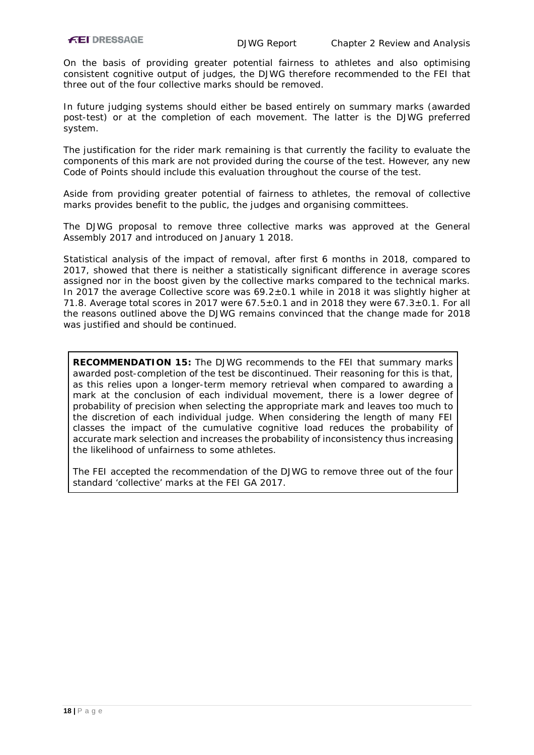On the basis of providing greater potential fairness to athletes and also optimising consistent cognitive output of judges, the DJWG therefore recommended to the FEI that three out of the four collective marks should be removed.

In future judging systems should either be based entirely on summary marks (awarded post-test) or at the completion of each movement. The latter is the DJWG preferred system.

The justification for the rider mark remaining is that currently the facility to evaluate the components of this mark are not provided during the course of the test. However, any new Code of Points should include this evaluation throughout the course of the test.

Aside from providing greater potential of fairness to athletes, the removal of collective marks provides benefit to the public, the judges and organising committees.

The DJWG proposal to remove three collective marks was approved at the General Assembly 2017 and introduced on January 1 2018.

Statistical analysis of the impact of removal, after first 6 months in 2018, compared to 2017, showed that there is neither a statistically significant difference in average scores assigned nor in the boost given by the collective marks compared to the technical marks. In 2017 the average Collective score was $69.2 \pm 0.1$ while in 2018 it was slightly higher at 71.8. Average total scores in 2017 were $67.5 \pm 0.1$ and in 2018 they were $67.3 \pm 0.1$. For all the reasons outlined above the DJWG remains convinced that the change made for 2018 was justified and should be continued.

**RECOMMENDATION 15:** The DJWG recommends to the FEI that summary marks awarded post-completion of the test be discontinued. Their reasoning for this is that, as this relies upon a longer-term memory retrieval when compared to awarding a mark at the conclusion of each individual movement, there is a lower degree of probability of precision when selecting the appropriate mark and leaves too much to the discretion of each individual judge. When considering the length of many FEI classes the impact of the cumulative cognitive load reduces the probability of accurate mark selection and increases the probability of inconsistency thus increasing the likelihood of unfairness to some athletes.

The FEI accepted the recommendation of the DJWG to remove three out of the four standard 'collective' marks at the FEI GA 2017.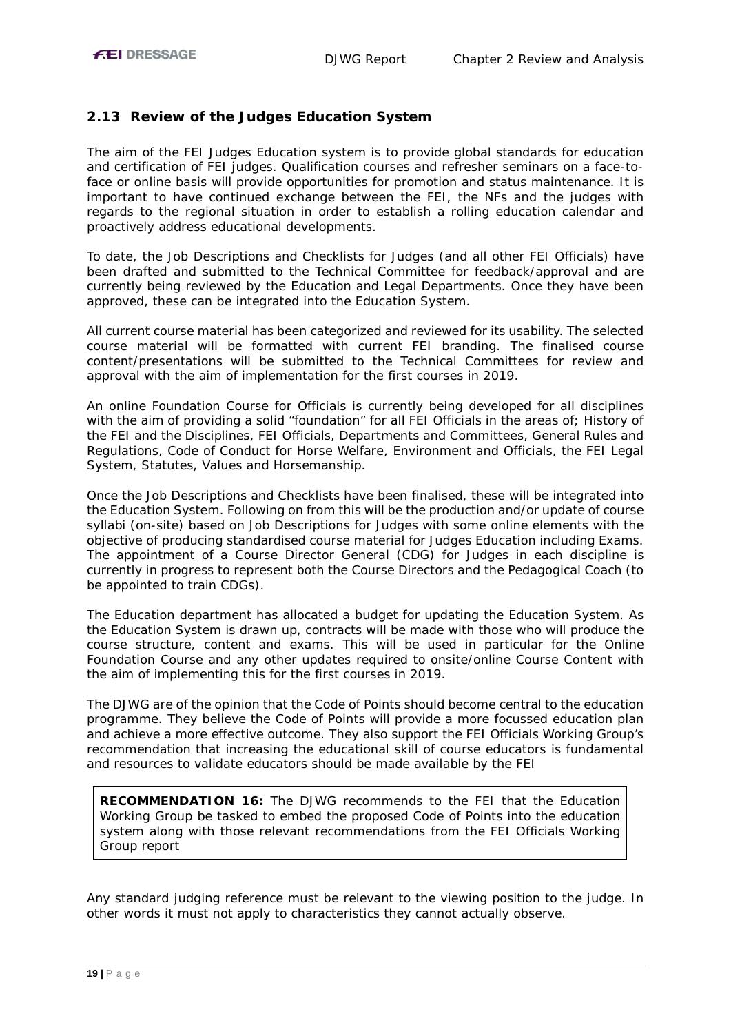## 2.13 Review of the Judges Education System

The aim of the FEI Judges Education system is to provide global standards for education and certification of FEI judges. Qualification courses and refresher seminars on a face-to-face or online basis will provide opportunities for promotion and status maintenance. It is important to have continued exchange between the FEI, the NFs and the judges with regards to the regional situation in order to establish a rolling education calendar and proactively address educational developments.

To date, the Job Descriptions and Checklists for Judges (and all other FEI Officials) have been drafted and submitted to the Technical Committee for feedback/approval and are currently being reviewed by the Education and Legal Departments. Once they have been approved, these can be integrated into the Education System.

All current course material has been categorized and reviewed for its usability. The selected course material will be formatted with current FEI branding. The finalised course content/presentations will be submitted to the Technical Committees for review and approval with the aim of implementation for the first courses in 2019.

An online Foundation Course for Officials is currently being developed for all disciplines with the aim of providing a solid "foundation" for all FEI Officials in the areas of; History of the FEI and the Disciplines, FEI Officials, Departments and Committees, General Rules and Regulations, Code of Conduct for Horse Welfare, Environment and Officials, the FEI Legal System, Statutes, Values and Horsemanship.

Once the Job Descriptions and Checklists have been finalised, these will be integrated into the Education System. Following on from this will be the production and/or update of course syllabi (on-site) based on Job Descriptions for Judges with some online elements with the objective of producing standardised course material for Judges Education including Exams. The appointment of a Course Director General (CDG) for Judges in each discipline is currently in progress to represent both the Course Directors and the Pedagogical Coach (to be appointed to train CDGs).

The Education department has allocated a budget for updating the Education System. As the Education System is drawn up, contracts will be made with those who will produce the course structure, content and exams. This will be used in particular for the Online Foundation Course and any other updates required to onsite/online Course Content with the aim of implementing this for the first courses in 2019.

The DJWG are of the opinion that the Code of Points should become central to the education programme. They believe the Code of Points will provide a more focussed education plan and achieve a more effective outcome. They also support the FEI Officials Working Group's recommendation that increasing the educational skill of course educators is fundamental and resources to validate educators should be made available by the FEI

> **RECOMMENDATION 16:** The DJWG recommends to the FEI that the Education Working Group be tasked to embed the proposed Code of Points into the education system along with those relevant recommendations from the FEI Officials Working Group report

Any standard judging reference must be relevant to the viewing position to the judge. In other words it must not apply to characteristics they cannot actually observe.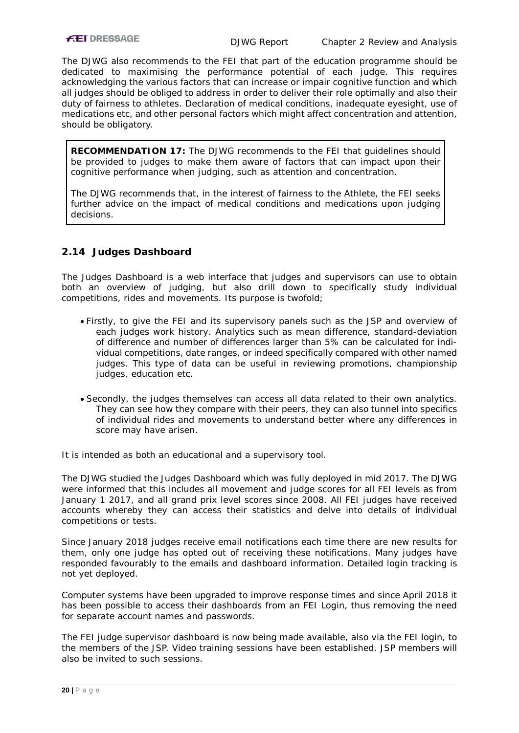The DJWG also recommends to the FEI that part of the education programme should be dedicated to maximising the performance potential of each judge. This requires acknowledging the various factors that can increase or impair cognitive function and which all judges should be obliged to address in order to deliver their role optimally and also their duty of fairness to athletes. Declaration of medical conditions, inadequate eyesight, use of medications etc, and other personal factors which might affect concentration and attention, should be obligatory.

> **RECOMMENDATION 17:** The DJWG recommends to the FEI that guidelines should be provided to judges to make them aware of factors that can impact upon their cognitive performance when judging, such as attention and concentration.
>
> The DJWG recommends that, in the interest of fairness to the Athlete, the FEI seeks further advice on the impact of medical conditions and medications upon judging decisions.

## 2.14 Judges Dashboard

The Judges Dashboard is a web interface that judges and supervisors can use to obtain both an overview of judging, but also drill down to specifically study individual competitions, rides and movements. Its purpose is twofold;

- Firstly, to give the FEI and its supervisory panels such as the JSP and overview of each judges work history. Analytics such as mean difference, standard-deviation of difference and number of differences larger than 5% can be calculated for individual competitions, date ranges, or indeed specifically compared with other named judges. This type of data can be useful in reviewing promotions, championship judges, education etc.

- Secondly, the judges themselves can access all data related to their own analytics. They can see how they compare with their peers, they can also tunnel into specifics of individual rides and movements to understand better where any differences in score may have arisen.

It is intended as both an educational and a supervisory tool.

The DJWG studied the Judges Dashboard which was fully deployed in mid 2017. The DJWG were informed that this includes all movement and judge scores for all FEI levels as from January 1 2017, and all grand prix level scores since 2008. All FEI judges have received accounts whereby they can access their statistics and delve into details of individual competitions or tests.

Since January 2018 judges receive email notifications each time there are new results for them, only one judge has opted out of receiving these notifications. Many judges have responded favourably to the emails and dashboard information. Detailed login tracking is not yet deployed.

Computer systems have been upgraded to improve response times and since April 2018 it has been possible to access their dashboards from an FEI Login, thus removing the need for separate account names and passwords.

The FEI judge supervisor dashboard is now being made available, also via the FEI login, to the members of the JSP. Video training sessions have been established. JSP members will also be invited to such sessions.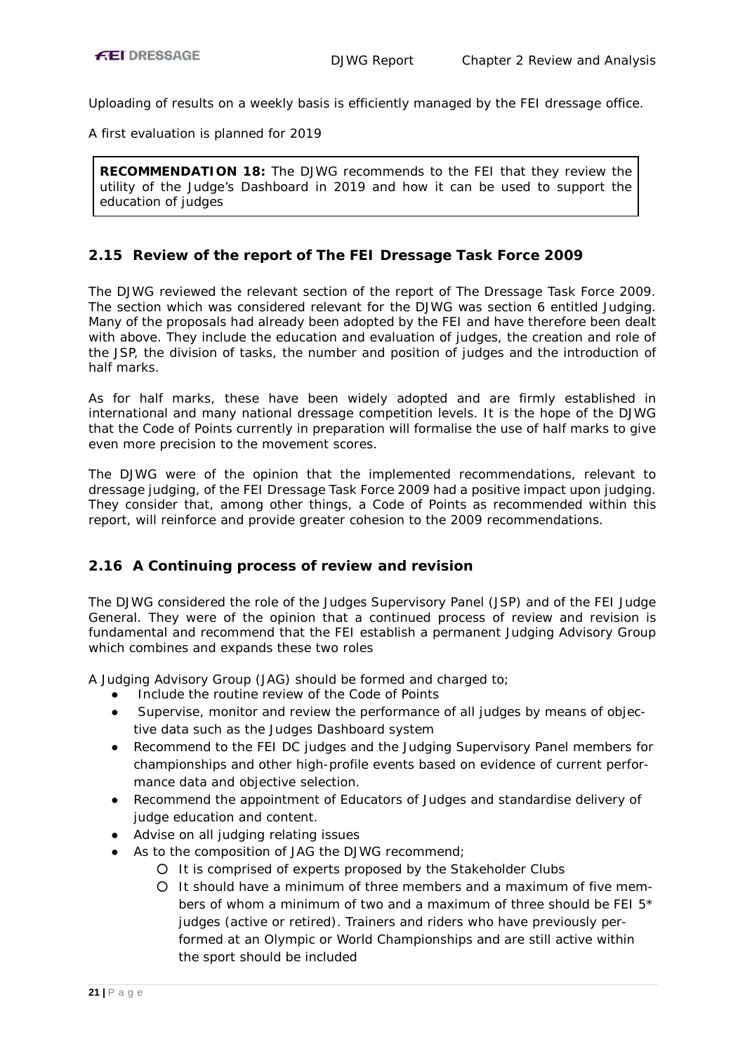Uploading of results on a weekly basis is efficiently managed by the FEI dressage office.

A first evaluation is planned for 2019

> **RECOMMENDATION 18:** The DJWG recommends to the FEI that they review the utility of the Judge's Dashboard in 2019 and how it can be used to support the education of judges

## 2.15 Review of the report of The FEI Dressage Task Force 2009

The DJWG reviewed the relevant section of the report of The Dressage Task Force 2009. The section which was considered relevant for the DJWG was section 6 entitled Judging. Many of the proposals had already been adopted by the FEI and have therefore been dealt with above. They include the education and evaluation of judges, the creation and role of the JSP, the division of tasks, the number and position of judges and the introduction of half marks.

As for half marks, these have been widely adopted and are firmly established in international and many national dressage competition levels. It is the hope of the DJWG that the Code of Points currently in preparation will formalise the use of half marks to give even more precision to the movement scores.

The DJWG were of the opinion that the implemented recommendations, relevant to dressage judging, of the FEI Dressage Task Force 2009 had a positive impact upon judging. They consider that, among other things, a Code of Points as recommended within this report, will reinforce and provide greater cohesion to the 2009 recommendations.

## 2.16 A Continuing process of review and revision

The DJWG considered the role of the Judges Supervisory Panel (JSP) and of the FEI Judge General. They were of the opinion that a continued process of review and revision is fundamental and recommend that the FEI establish a permanent Judging Advisory Group which combines and expands these two roles

A Judging Advisory Group (JAG) should be formed and charged to;

- Include the routine review of the Code of Points
- Supervise, monitor and review the performance of all judges by means of objective data such as the Judges Dashboard system
- Recommend to the FEI DC judges and the Judging Supervisory Panel members for championships and other high-profile events based on evidence of current performance data and objective selection.
- Recommend the appointment of Educators of Judges and standardise delivery of judge education and content.
- Advise on all judging relating issues
- As to the composition of JAG the DJWG recommend;
  - It is comprised of experts proposed by the Stakeholder Clubs
  - It should have a minimum of three members and a maximum of five members of whom a minimum of two and a maximum of three should be FEI 5* judges (active or retired). Trainers and riders who have previously performed at an Olympic or World Championships and are still active within the sport should be included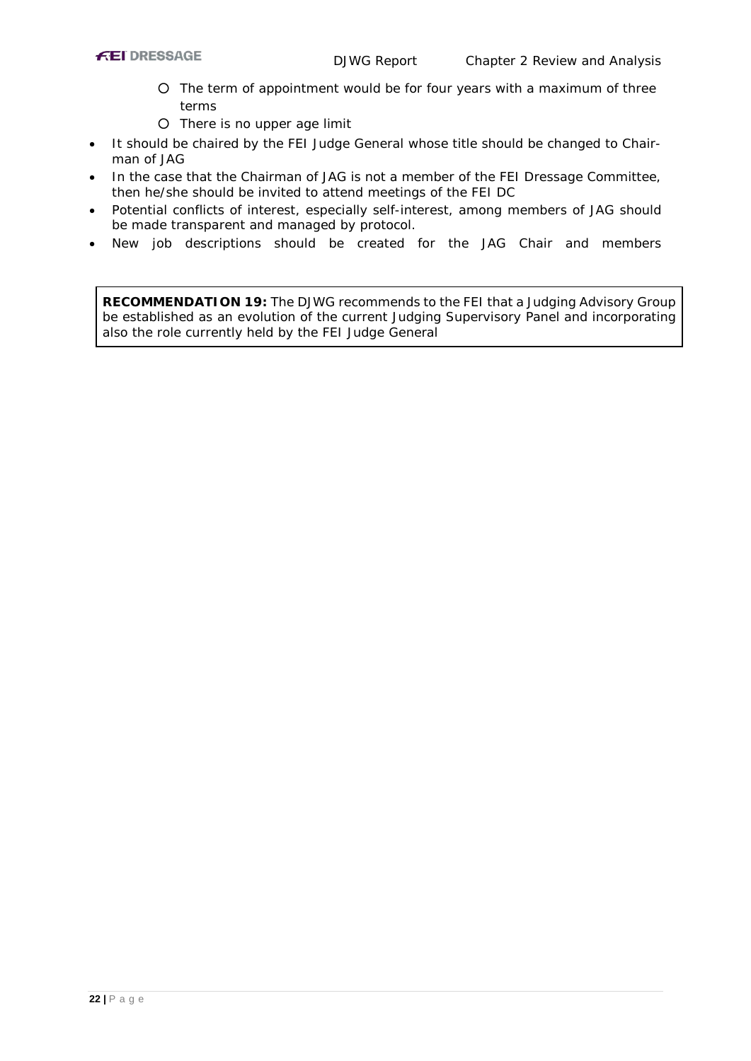- The term of appointment would be for four years with a maximum of three terms
  - There is no upper age limit
- It should be chaired by the FEI Judge General whose title should be changed to Chairman of JAG
- In the case that the Chairman of JAG is not a member of the FEI Dressage Committee, then he/she should be invited to attend meetings of the FEI DC
- Potential conflicts of interest, especially self-interest, among members of JAG should be made transparent and managed by protocol.
- New job descriptions should be created for the JAG Chair and members

> **RECOMMENDATION 19:** The DJWG recommends to the FEI that a Judging Advisory Group be established as an evolution of the current Judging Supervisory Panel and incorporating also the role currently held by the FEI Judge General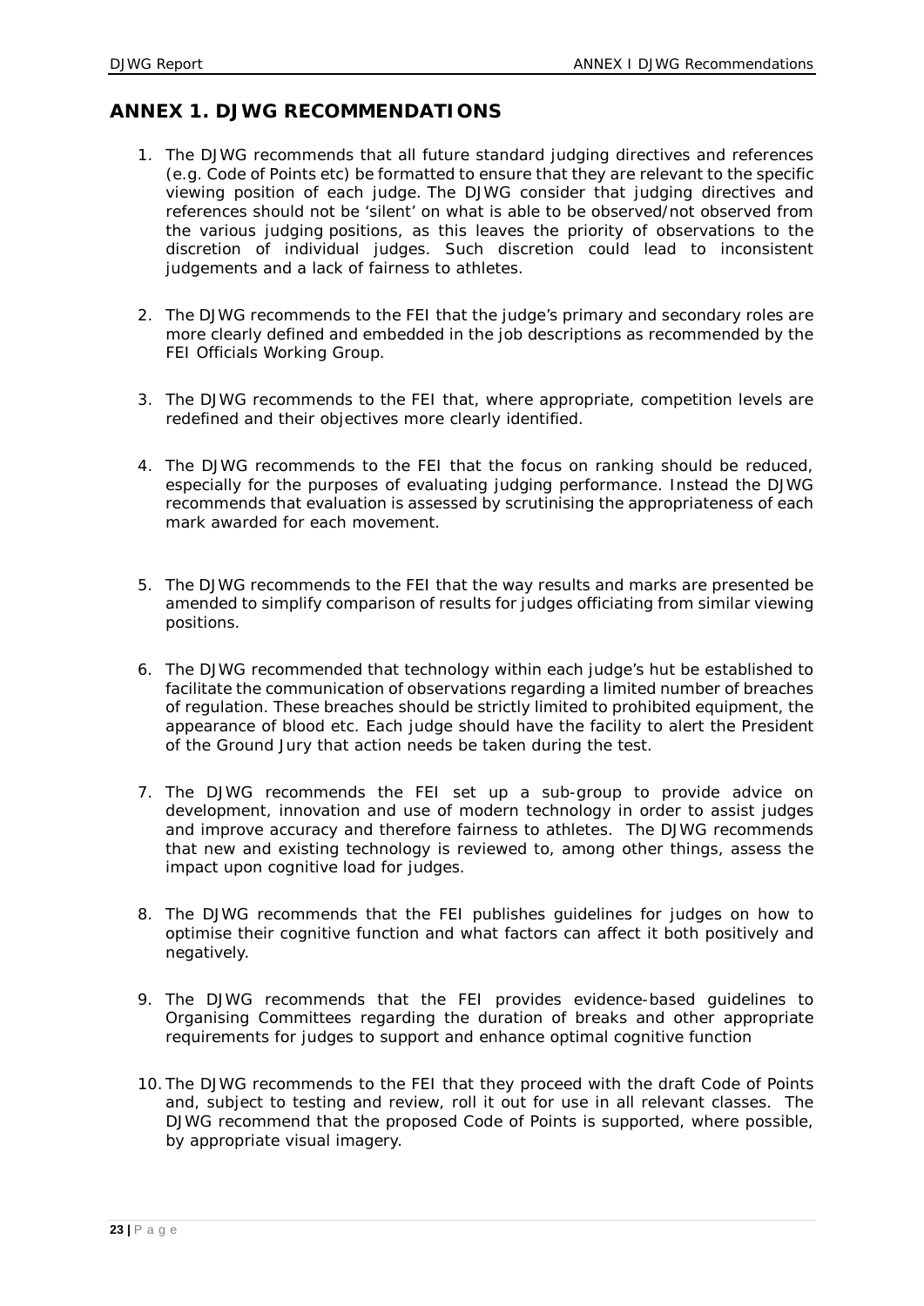## ANNEX 1. DJWG RECOMMENDATIONS

1. The DJWG recommends that all future standard judging directives and references (e.g. Code of Points etc) be formatted to ensure that they are relevant to the specific viewing position of each judge. The DJWG consider that judging directives and references should not be 'silent' on what is able to be observed/not observed from the various judging positions, as this leaves the priority of observations to the discretion of individual judges. Such discretion could lead to inconsistent judgements and a lack of fairness to athletes.

2. The DJWG recommends to the FEI that the judge's primary and secondary roles are more clearly defined and embedded in the job descriptions as recommended by the FEI Officials Working Group.

3. The DJWG recommends to the FEI that, where appropriate, competition levels are redefined and their objectives more clearly identified.

4. The DJWG recommends to the FEI that the focus on ranking should be reduced, especially for the purposes of evaluating judging performance. Instead the DJWG recommends that evaluation is assessed by scrutinising the appropriateness of each mark awarded for each movement.

5. The DJWG recommends to the FEI that the way results and marks are presented be amended to simplify comparison of results for judges officiating from similar viewing positions.

6. The DJWG recommended that technology within each judge's hut be established to facilitate the communication of observations regarding a limited number of breaches of regulation. These breaches should be strictly limited to prohibited equipment, the appearance of blood etc. Each judge should have the facility to alert the President of the Ground Jury that action needs be taken during the test.

7. The DJWG recommends the FEI set up a sub-group to provide advice on development, innovation and use of modern technology in order to assist judges and improve accuracy and therefore fairness to athletes. The DJWG recommends that new and existing technology is reviewed to, among other things, assess the impact upon cognitive load for judges.

8. The DJWG recommends that the FEI publishes guidelines for judges on how to optimise their cognitive function and what factors can affect it both positively and negatively.

9. The DJWG recommends that the FEI provides evidence-based guidelines to Organising Committees regarding the duration of breaks and other appropriate requirements for judges to support and enhance optimal cognitive function

10. The DJWG recommends to the FEI that they proceed with the draft Code of Points and, subject to testing and review, roll it out for use in all relevant classes. The DJWG recommend that the proposed Code of Points is supported, where possible, by appropriate visual imagery.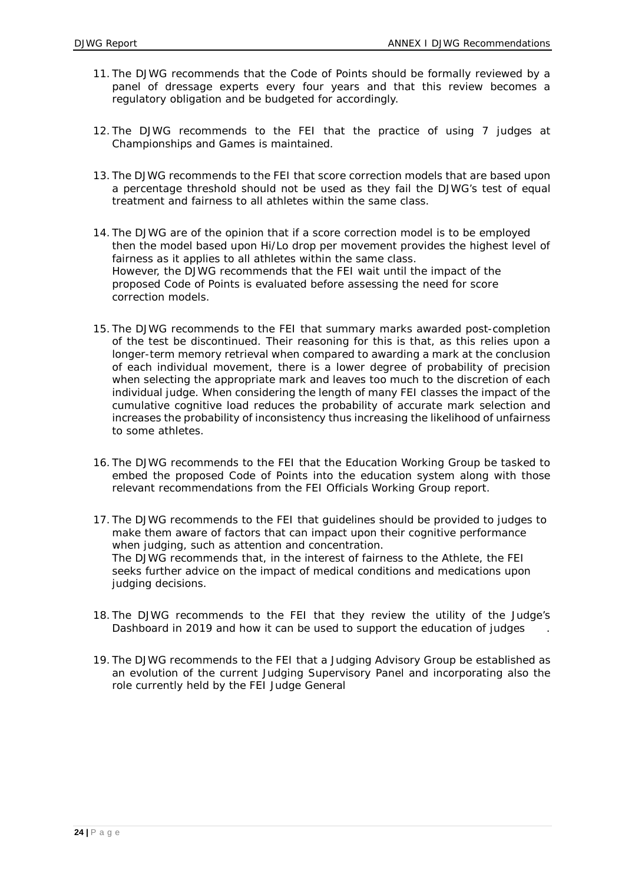11. The DJWG recommends that the Code of Points should be formally reviewed by a panel of dressage experts every four years and that this review becomes a regulatory obligation and be budgeted for accordingly.

12. The DJWG recommends to the FEI that the practice of using 7 judges at Championships and Games is maintained.

13. The DJWG recommends to the FEI that score correction models that are based upon a percentage threshold should not be used as they fail the DJWG's test of equal treatment and fairness to all athletes within the same class.

14. The DJWG are of the opinion that if a score correction model is to be employed then the model based upon Hi/Lo drop per movement provides the highest level of fairness as it applies to all athletes within the same class.
    However, the DJWG recommends that the FEI wait until the impact of the proposed Code of Points is evaluated before assessing the need for score correction models.

15. The DJWG recommends to the FEI that summary marks awarded post-completion of the test be discontinued. Their reasoning for this is that, as this relies upon a longer-term memory retrieval when compared to awarding a mark at the conclusion of each individual movement, there is a lower degree of probability of precision when selecting the appropriate mark and leaves too much to the discretion of each individual judge. When considering the length of many FEI classes the impact of the cumulative cognitive load reduces the probability of accurate mark selection and increases the probability of inconsistency thus increasing the likelihood of unfairness to some athletes.

16. The DJWG recommends to the FEI that the Education Working Group be tasked to embed the proposed Code of Points into the education system along with those relevant recommendations from the FEI Officials Working Group report.

17. The DJWG recommends to the FEI that guidelines should be provided to judges to make them aware of factors that can impact upon their cognitive performance when judging, such as attention and concentration.
    The DJWG recommends that, in the interest of fairness to the Athlete, the FEI seeks further advice on the impact of medical conditions and medications upon judging decisions.

18. The DJWG recommends to the FEI that they review the utility of the Judge's Dashboard in 2019 and how it can be used to support the education of judges .

19. The DJWG recommends to the FEI that a Judging Advisory Group be established as an evolution of the current Judging Supervisory Panel and incorporating also the role currently held by the FEI Judge General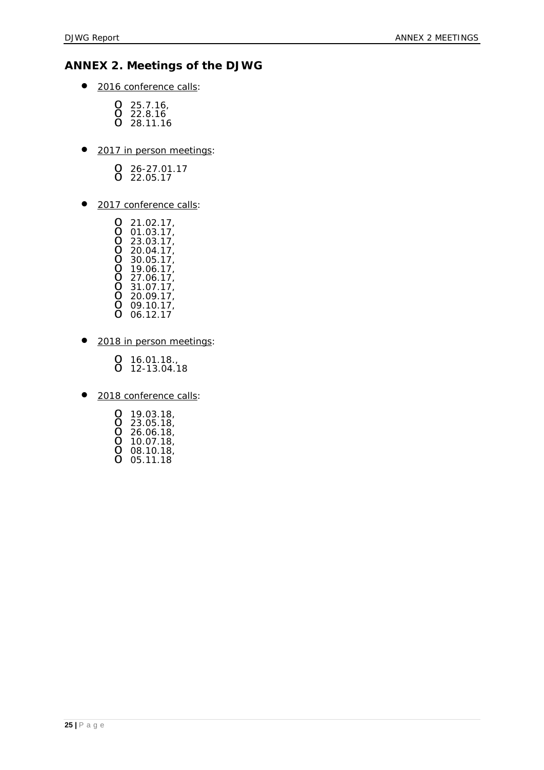## ANNEX 2. Meetings of the DJWG

- 2016 conference calls:
  - 25.7.16,
  - 22.8.16
  - 28.11.16
- 2017 in person meetings:
  - 26-27.01.17
  - 22.05.17
- 2017 conference calls:
  - 21.02.17,
  - 01.03.17,
  - 23.03.17,
  - 20.04.17,
  - 30.05.17,
  - 19.06.17,
  - 27.06.17,
  - 31.07.17,
  - 20.09.17,
  - 09.10.17,
  - 06.12.17
- 2018 in person meetings:
  - 16.01.18.,
  - 12-13.04.18
- 2018 conference calls:
  - 19.03.18,
  - 23.05.18,
  - 26.06.18,
  - 10.07.18,
  - 08.10.18,
  - 05.11.18